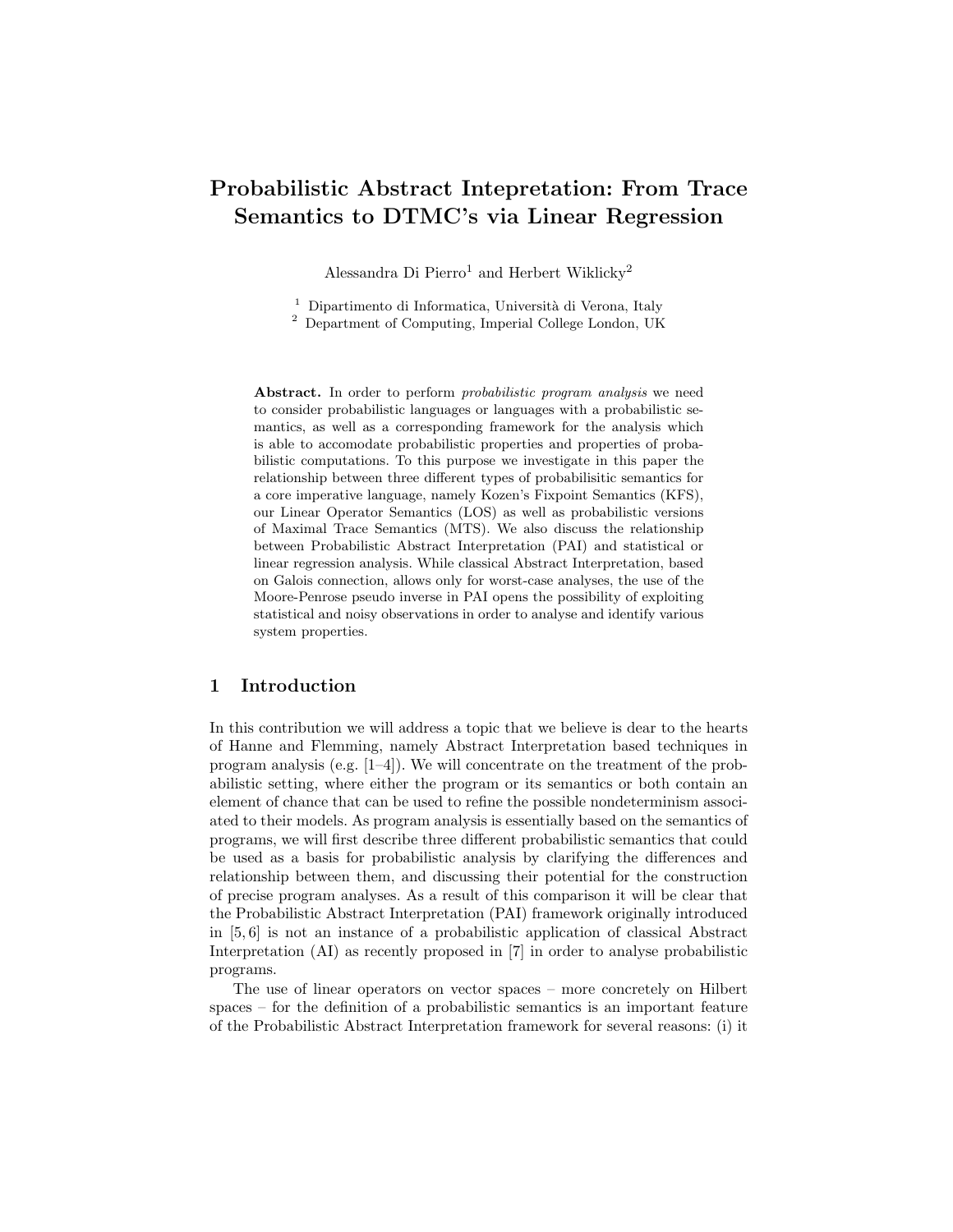# Probabilistic Abstract Intepretation: From Trace Semantics to DTMC's via Linear Regression

Alessandra Di Pierro[1] and Herbert Wiklicky[2]

[1] Dipartimento di Informatica, Università di Verona, Italy
[2] Department of Computing, Imperial College London, UK

**Abstract.** In order to perform *probabilistic program analysis* we need to consider probabilistic languages or languages with a probabilistic semantics, as well as a corresponding framework for the analysis which is able to accomodate probabilistic properties and properties of probabilistic computations. To this purpose we investigate in this paper the relationship between three different types of probabilisitic semantics for a core imperative language, namely Kozen's Fixpoint Semantics (KFS), our Linear Operator Semantics (LOS) as well as probabilistic versions of Maximal Trace Semantics (MTS). We also discuss the relationship between Probabilistic Abstract Interpretation (PAI) and statistical or linear regression analysis. While classical Abstract Interpretation, based on Galois connection, allows only for worst-case analyses, the use of the Moore-Penrose pseudo inverse in PAI opens the possibility of exploiting statistical and noisy observations in order to analyse and identify various system properties.

## 1 Introduction

In this contribution we will address a topic that we believe is dear to the hearts of Hanne and Flemming, namely Abstract Interpretation based techniques in program analysis (e.g. [1–4]). We will concentrate on the treatment of the probabilistic setting, where either the program or its semantics or both contain an element of chance that can be used to refine the possible nondeterminism associated to their models. As program analysis is essentially based on the semantics of programs, we will first describe three different probabilistic semantics that could be used as a basis for probabilistic analysis by clarifying the differences and relationship between them, and discussing their potential for the construction of precise program analyses. As a result of this comparison it will be clear that the Probabilistic Abstract Interpretation (PAI) framework originally introduced in [5, 6] is not an instance of a probabilistic application of classical Abstract Interpretation (AI) as recently proposed in [7] in order to analyse probabilistic programs.

The use of linear operators on vector spaces – more concretely on Hilbert spaces – for the definition of a probabilistic semantics is an important feature of the Probabilistic Abstract Interpretation framework for several reasons: (i) it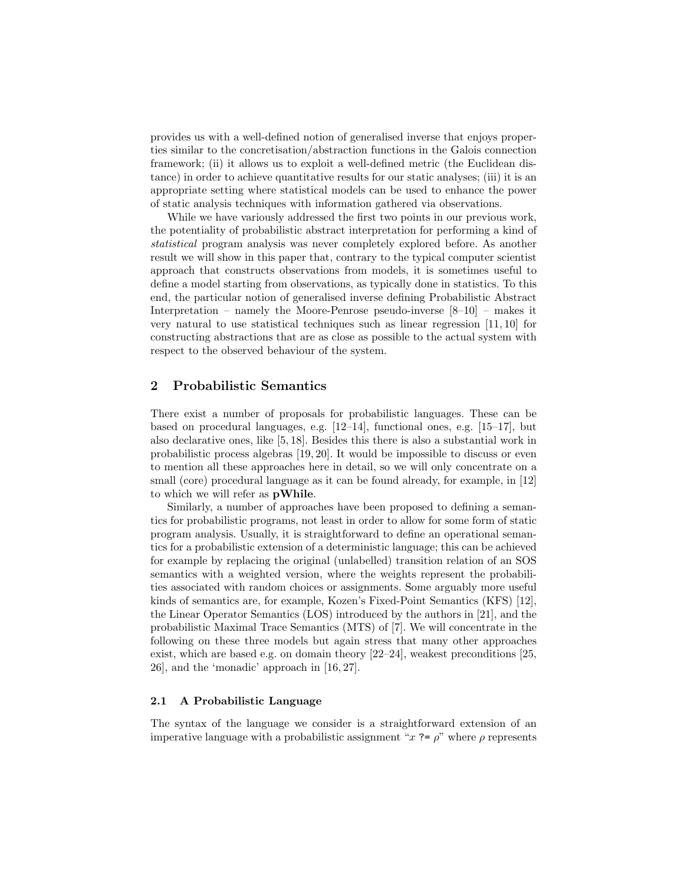provides us with a well-defined notion of generalised inverse that enjoys properties similar to the concretisation/abstraction functions in the Galois connection framework; (ii) it allows us to exploit a well-defined metric (the Euclidean distance) in order to achieve quantitative results for our static analyses; (iii) it is an appropriate setting where statistical models can be used to enhance the power of static analysis techniques with information gathered via observations.

While we have variously addressed the first two points in our previous work, the potentiality of probabilistic abstract interpretation for performing a kind of *statistical* program analysis was never completely explored before. As another result we will show in this paper that, contrary to the typical computer scientist approach that constructs observations from models, it is sometimes useful to define a model starting from observations, as typically done in statistics. To this end, the particular notion of generalised inverse defining Probabilistic Abstract Interpretation – namely the Moore-Penrose pseudo-inverse [8–10] – makes it very natural to use statistical techniques such as linear regression [11, 10] for constructing abstractions that are as close as possible to the actual system with respect to the observed behaviour of the system.

## 2 Probabilistic Semantics

There exist a number of proposals for probabilistic languages. These can be based on procedural languages, e.g. [12–14], functional ones, e.g. [15–17], but also declarative ones, like [5, 18]. Besides this there is also a substantial work in probabilistic process algebras [19, 20]. It would be impossible to discuss or even to mention all these approaches here in detail, so we will only concentrate on a small (core) procedural language as it can be found already, for example, in [12] to which we will refer as **pWhile**.

Similarly, a number of approaches have been proposed to defining a semantics for probabilistic programs, not least in order to allow for some form of static program analysis. Usually, it is straightforward to define an operational semantics for a probabilistic extension of a deterministic language; this can be achieved for example by replacing the original (unlabelled) transition relation of an SOS semantics with a weighted version, where the weights represent the probabilities associated with random choices or assignments. Some arguably more useful kinds of semantics are, for example, Kozen's Fixed-Point Semantics (KFS) [12], the Linear Operator Semantics (LOS) introduced by the authors in [21], and the probabilistic Maximal Trace Semantics (MTS) of [7]. We will concentrate in the following on these three models but again stress that many other approaches exist, which are based e.g. on domain theory [22–24], weakest preconditions [25, 26], and the 'monadic' approach in [16, 27].

### 2.1 A Probabilistic Language

The syntax of the language we consider is a straightforward extension of an imperative language with a probabilistic assignment "$x$ `?=` $\rho$" where $\rho$ represents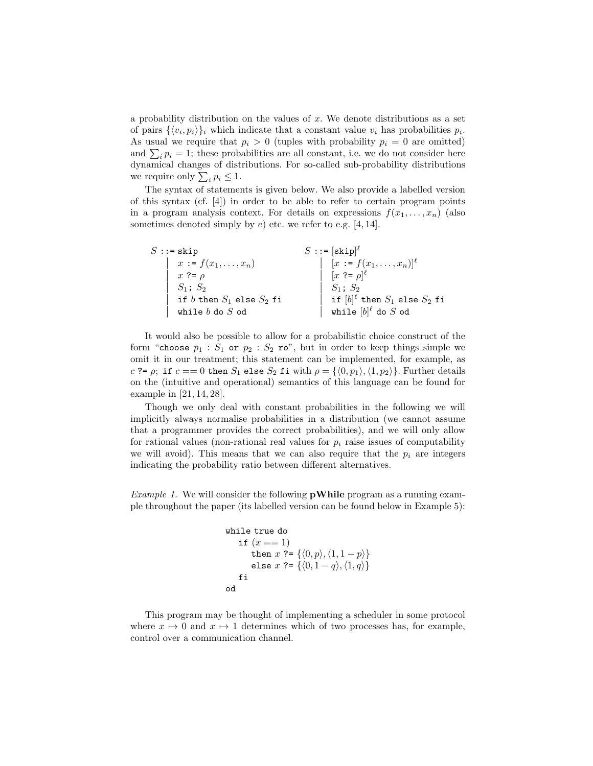a probability distribution on the values of $x$. We denote distributions as a set of pairs $\{\langle v_i, p_i\rangle\}_i$ which indicate that a constant value $v_i$ has probabilities $p_i$. As usual we require that $p_i > 0$ (tuples with probability $p_i = 0$ are omitted) and $\sum_i p_i = 1$; these probabilities are all constant, i.e. we do not consider here dynamical changes of distributions. For so-called sub-probability distributions we require only $\sum_i p_i \leq 1$.

The syntax of statements is given below. We also provide a labelled version of this syntax (cf. [4]) in order to be able to refer to certain program points in a program analysis context. For details on expressions $f(x_1, \ldots, x_n)$ (also sometimes denoted simply by $e$) etc. we refer to e.g. [4, 14].

$$
\begin{array}{ll}
S ::= \texttt{skip} & S ::= [\texttt{skip}]^\ell \\
\quad \mid\ x \texttt{ := } f(x_1, \ldots, x_n) & \quad \mid\ [x \texttt{ := } f(x_1, \ldots, x_n)]^\ell \\
\quad \mid\ x \texttt{ ?= } \rho & \quad \mid\ [x \texttt{ ?= } \rho]^\ell \\
\quad \mid\ S_1\texttt{;}\ S_2 & \quad \mid\ S_1\texttt{;}\ S_2 \\
\quad \mid\ \texttt{if } b \texttt{ then } S_1 \texttt{ else } S_2 \texttt{ fi} & \quad \mid\ \texttt{if } [b]^\ell \texttt{ then } S_1 \texttt{ else } S_2 \texttt{ fi} \\
\quad \mid\ \texttt{while } b \texttt{ do } S \texttt{ od} & \quad \mid\ \texttt{while } [b]^\ell \texttt{ do } S \texttt{ od}
\end{array}
$$

It would also be possible to allow for a probabilistic choice construct of the form "`choose` $p_1 : S_1$ `or` $p_2 : S_2$ `ro`", but in order to keep things simple we omit it in our treatment; this statement can be implemented, for example, as $c$ `?=` $\rho$; `if` $c == 0$ `then` $S_1$ `else` $S_2$ `fi` with $\rho = \{\langle 0, p_1\rangle, \langle 1, p_2\rangle\}$. Further details on the (intuitive and operational) semantics of this language can be found for example in [21, 14, 28].

Though we only deal with constant probabilities in the following we will implicitly always normalise probabilities in a distribution (we cannot assume that a programmer provides the correct probabilities), and we will only allow for rational values (non-rational real values for $p_i$ raise issues of computability we will avoid). This means that we can also require that the $p_i$ are integers indicating the probability ratio between different alternatives.

*Example 1.* We will consider the following **pWhile** program as a running example throughout the paper (its labelled version can be found below in Example 5):

```
while true do
   if (x == 1)
      then x ?= {⟨0, p⟩, ⟨1, 1 − p⟩}
      else x ?= {⟨0, 1 − q⟩, ⟨1, q⟩}
   fi
od
```

This program may be thought of implementing a scheduler in some protocol where $x \mapsto 0$ and $x \mapsto 1$ determines which of two processes has, for example, control over a communication channel.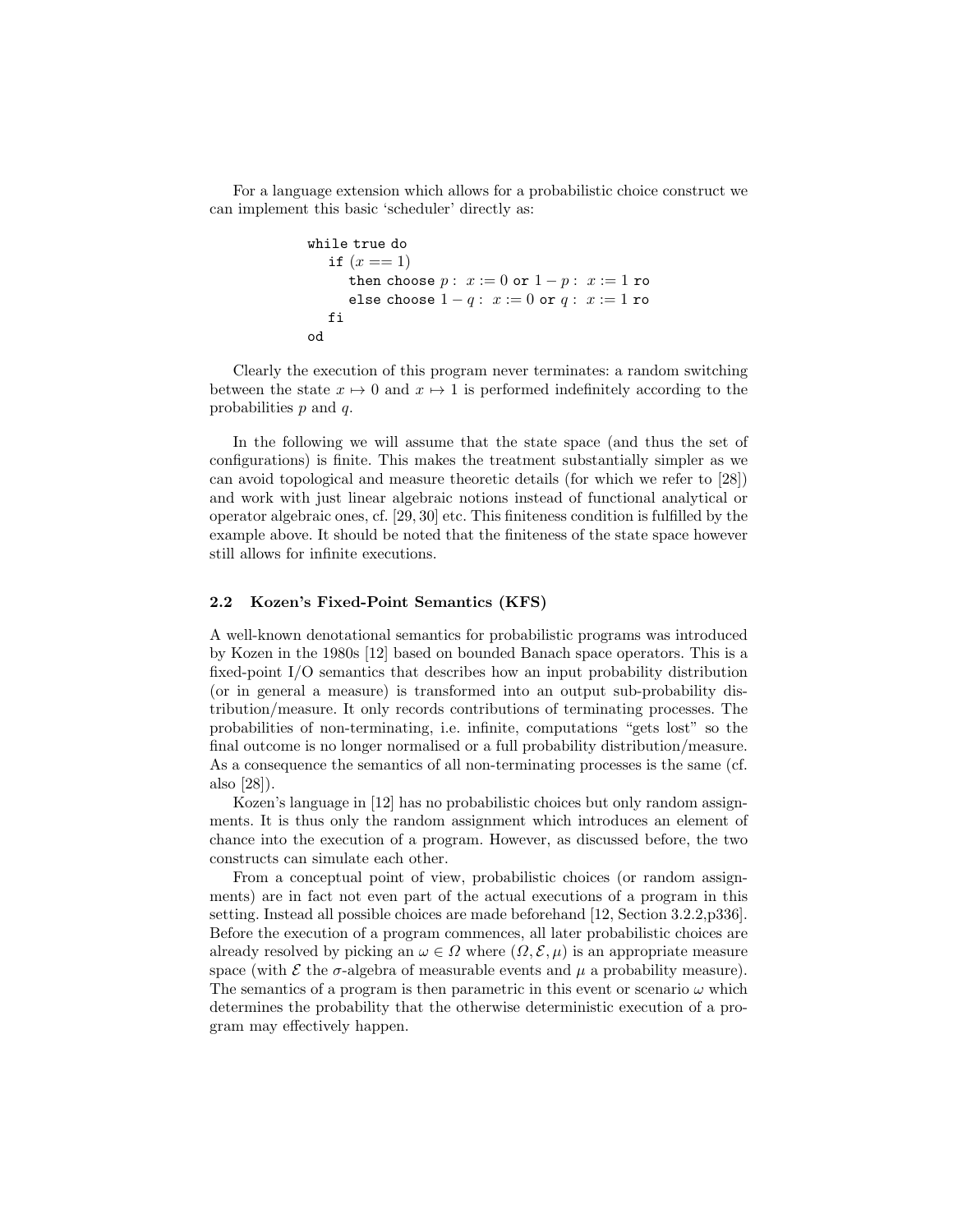For a language extension which allows for a probabilistic choice construct we can implement this basic 'scheduler' directly as:

```
while true do
   if (x == 1)
      then choose p :  x := 0 or 1 − p :  x := 1 ro
      else choose 1 − q :  x := 0 or q :  x := 1 ro
   fi
od
```

Clearly the execution of this program never terminates: a random switching between the state $x \mapsto 0$ and $x \mapsto 1$ is performed indefinitely according to the probabilities $p$ and $q$.

In the following we will assume that the state space (and thus the set of configurations) is finite. This makes the treatment substantially simpler as we can avoid topological and measure theoretic details (for which we refer to [28]) and work with just linear algebraic notions instead of functional analytical or operator algebraic ones, cf. [29, 30] etc. This finiteness condition is fulfilled by the example above. It should be noted that the finiteness of the state space however still allows for infinite executions.

### 2.2 Kozen's Fixed-Point Semantics (KFS)

A well-known denotational semantics for probabilistic programs was introduced by Kozen in the 1980s [12] based on bounded Banach space operators. This is a fixed-point I/O semantics that describes how an input probability distribution (or in general a measure) is transformed into an output sub-probability distribution/measure. It only records contributions of terminating processes. The probabilities of non-terminating, i.e. infinite, computations "gets lost" so the final outcome is no longer normalised or a full probability distribution/measure. As a consequence the semantics of all non-terminating processes is the same (cf. also [28]).

Kozen's language in [12] has no probabilistic choices but only random assignments. It is thus only the random assignment which introduces an element of chance into the execution of a program. However, as discussed before, the two constructs can simulate each other.

From a conceptual point of view, probabilistic choices (or random assignments) are in fact not even part of the actual executions of a program in this setting. Instead all possible choices are made beforehand [12, Section 3.2.2,p336]. Before the execution of a program commences, all later probabilistic choices are already resolved by picking an $\omega \in \Omega$ where $(\Omega, \mathcal{E}, \mu)$ is an appropriate measure space (with $\mathcal{E}$ the $\sigma$-algebra of measurable events and $\mu$ a probability measure). The semantics of a program is then parametric in this event or scenario $\omega$ which determines the probability that the otherwise deterministic execution of a program may effectively happen.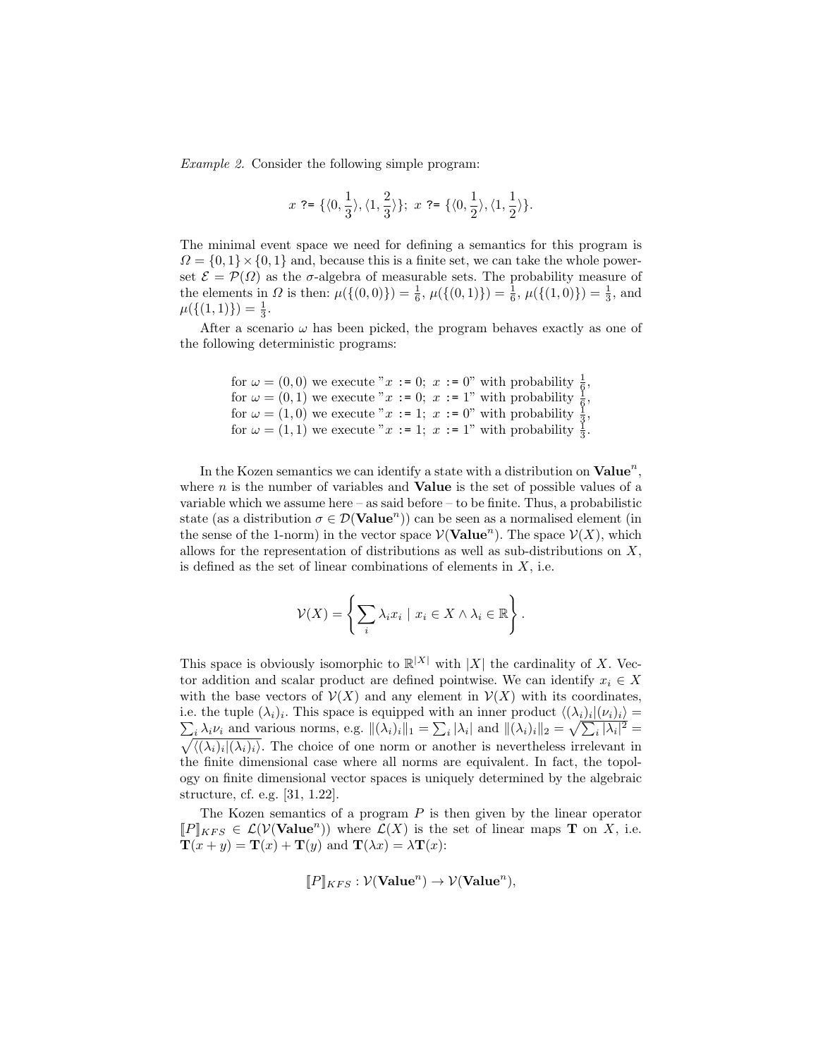*Example 2.* Consider the following simple program:

$$x \;\texttt{?=}\; \{\langle 0, \frac{1}{3}\rangle, \langle 1, \frac{2}{3}\rangle\};\; x \;\texttt{?=}\; \{\langle 0, \frac{1}{2}\rangle, \langle 1, \frac{1}{2}\rangle\}.$$

The minimal event space we need for defining a semantics for this program is $\Omega = \{0,1\} \times \{0,1\}$ and, because this is a finite set, we can take the whole powerset $\mathcal{E} = \mathcal{P}(\Omega)$ as the $\sigma$-algebra of measurable sets. The probability measure of the elements in $\Omega$ is then: $\mu(\{(0,0)\}) = \frac{1}{6}$, $\mu(\{(0,1)\}) = \frac{1}{6}$, $\mu(\{(1,0)\}) = \frac{1}{3}$, and $\mu(\{(1,1)\}) = \frac{1}{3}$.

After a scenario $\omega$ has been picked, the program behaves exactly as one of the following deterministic programs:

for $\omega = (0,0)$ we execute "$x$ := 0; $x$ := 0" with probability $\frac{1}{6}$,
for $\omega = (0,1)$ we execute "$x$ := 0; $x$ := 1" with probability $\frac{1}{6}$,
for $\omega = (1,0)$ we execute "$x$ := 1; $x$ := 0" with probability $\frac{1}{3}$,
for $\omega = (1,1)$ we execute "$x$ := 1; $x$ := 1" with probability $\frac{1}{3}$.

In the Kozen semantics we can identify a state with a distribution on $\mathbf{Value}^n$, where $n$ is the number of variables and $\mathbf{Value}$ is the set of possible values of a variable which we assume here – as said before – to be finite. Thus, a probabilistic state (as a distribution $\sigma \in \mathcal{D}(\mathbf{Value}^n)$) can be seen as a normalised element (in the sense of the 1-norm) in the vector space $\mathcal{V}(\mathbf{Value}^n)$. The space $\mathcal{V}(X)$, which allows for the representation of distributions as well as sub-distributions on $X$, is defined as the set of linear combinations of elements in $X$, i.e.

$$\mathcal{V}(X) = \left\{ \sum_i \lambda_i x_i \mid x_i \in X \wedge \lambda_i \in \mathbb{R} \right\}.$$

This space is obviously isomorphic to $\mathbb{R}^{|X|}$ with $|X|$ the cardinality of $X$. Vector addition and scalar product are defined pointwise. We can identify $x_i \in X$ with the base vectors of $\mathcal{V}(X)$ and any element in $\mathcal{V}(X)$ with its coordinates, i.e. the tuple $(\lambda_i)_i$. This space is equipped with an inner product $\langle (\lambda_i)_i | (\nu_i)_i \rangle = \sum_i \lambda_i \nu_i$ and various norms, e.g. $\|(\lambda_i)_i\|_1 = \sum_i |\lambda_i|$ and $\|(\lambda_i)_i\|_2 = \sqrt{\sum_i |\lambda_i|^2} = \sqrt{\langle (\lambda_i)_i | (\lambda_i)_i \rangle}$. The choice of one norm or another is nevertheless irrelevant in the finite dimensional case where all norms are equivalent. In fact, the topology on finite dimensional vector spaces is uniquely determined by the algebraic structure, cf. e.g. [31, 1.22].

The Kozen semantics of a program $P$ is then given by the linear operator $[\![P]\!]_{KFS} \in \mathcal{L}(\mathcal{V}(\mathbf{Value}^n))$ where $\mathcal{L}(X)$ is the set of linear maps $\mathbf{T}$ on $X$, i.e. $\mathbf{T}(x+y) = \mathbf{T}(x) + \mathbf{T}(y)$ and $\mathbf{T}(\lambda x) = \lambda \mathbf{T}(x)$:

$$[\![P]\!]_{KFS} : \mathcal{V}(\mathbf{Value}^n) \to \mathcal{V}(\mathbf{Value}^n),$$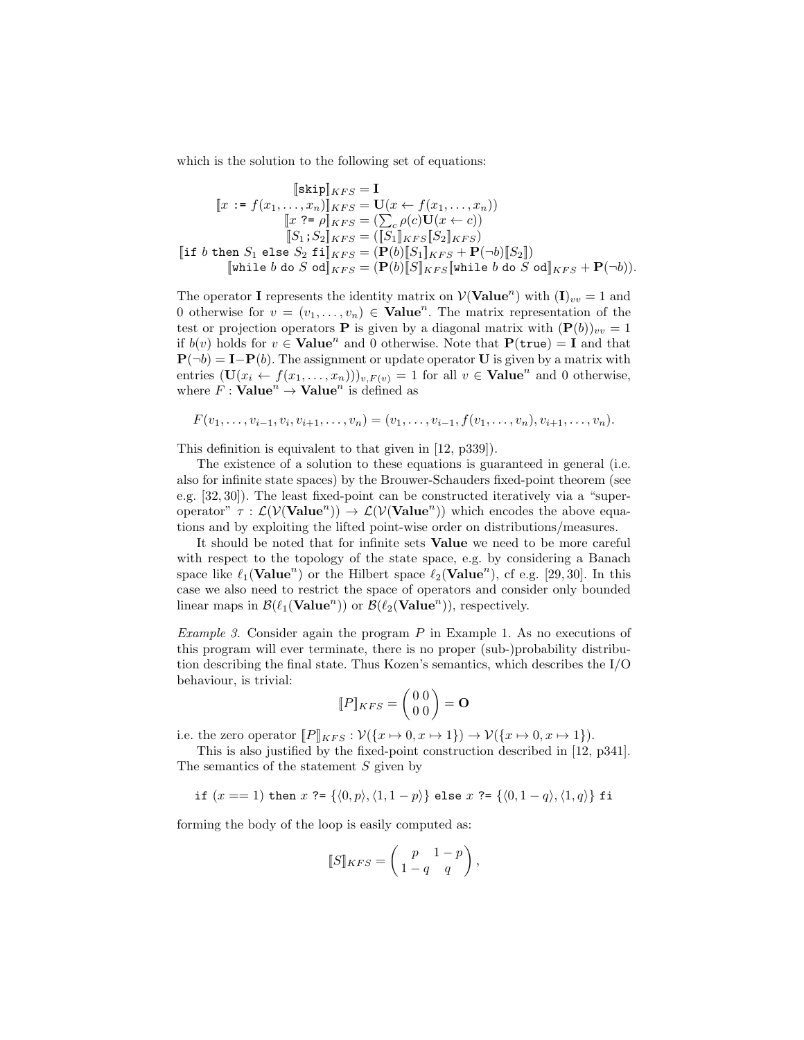which is the solution to the following set of equations:

$$
\begin{aligned}
[\![\texttt{skip}]\!]_{KFS} &= \mathbf{I} \\
[\![x \texttt{ := } f(x_1,\ldots,x_n)]\!]_{KFS} &= \mathbf{U}(x \leftarrow f(x_1,\ldots,x_n)) \\
[\![x \texttt{ ?= } \rho]\!]_{KFS} &= (\textstyle\sum_c \rho(c)\mathbf{U}(x \leftarrow c)) \\
[\![S_1 \texttt{;} S_2]\!]_{KFS} &= ([\![S_1]\!]_{KFS}[\![S_2]\!]_{KFS}) \\
[\![\texttt{if } b \texttt{ then } S_1 \texttt{ else } S_2 \texttt{ fi}]\!]_{KFS} &= (\mathbf{P}(b)[\![S_1]\!]_{KFS} + \mathbf{P}(\neg b)[\![S_2]\!]) \\
[\![\texttt{while } b \texttt{ do } S \texttt{ od}]\!]_{KFS} &= (\mathbf{P}(b)[\![S]\!]_{KFS}[\![\texttt{while } b \texttt{ do } S \texttt{ od}]\!]_{KFS} + \mathbf{P}(\neg b)).
\end{aligned}
$$

The operator $\mathbf{I}$ represents the identity matrix on $\mathcal{V}(\mathbf{Value}^n)$ with $(\mathbf{I})_{vv} = 1$ and 0 otherwise for $v = (v_1, \ldots, v_n) \in \mathbf{Value}^n$. The matrix representation of the test or projection operators $\mathbf{P}$ is given by a diagonal matrix with $(\mathbf{P}(b))_{vv} = 1$ if $b(v)$ holds for $v \in \mathbf{Value}^n$ and 0 otherwise. Note that $\mathbf{P}(\texttt{true}) = \mathbf{I}$ and that $\mathbf{P}(\neg b) = \mathbf{I} - \mathbf{P}(b)$. The assignment or update operator $\mathbf{U}$ is given by a matrix with entries $(\mathbf{U}(x_i \leftarrow f(x_1, \ldots, x_n)))_{v,F(v)} = 1$ for all $v \in \mathbf{Value}^n$ and 0 otherwise, where $F : \mathbf{Value}^n \to \mathbf{Value}^n$ is defined as

$$F(v_1, \ldots, v_{i-1}, v_i, v_{i+1}, \ldots, v_n) = (v_1, \ldots, v_{i-1}, f(v_1, \ldots, v_n), v_{i+1}, \ldots, v_n).$$

This definition is equivalent to that given in [12, p339]).

The existence of a solution to these equations is guaranteed in general (i.e. also for infinite state spaces) by the Brouwer-Schauders fixed-point theorem (see e.g. [32, 30]). The least fixed-point can be constructed iteratively via a "super-operator" $\tau : \mathcal{L}(\mathcal{V}(\mathbf{Value}^n)) \to \mathcal{L}(\mathcal{V}(\mathbf{Value}^n))$ which encodes the above equations and by exploiting the lifted point-wise order on distributions/measures.

It should be noted that for infinite sets **Value** we need to be more careful with respect to the topology of the state space, e.g. by considering a Banach space like $\ell_1(\mathbf{Value}^n)$ or the Hilbert space $\ell_2(\mathbf{Value}^n)$, cf e.g. [29, 30]. In this case we also need to restrict the space of operators and consider only bounded linear maps in $\mathcal{B}(\ell_1(\mathbf{Value}^n))$ or $\mathcal{B}(\ell_2(\mathbf{Value}^n))$, respectively.

*Example 3.* Consider again the program $P$ in Example 1. As no executions of this program will ever terminate, there is no proper (sub-)probability distribution describing the final state. Thus Kozen's semantics, which describes the I/O behaviour, is trivial:

$$[\![P]\!]_{KFS} = \begin{pmatrix} 0 & 0 \\ 0 & 0 \end{pmatrix} = \mathbf{O}$$

i.e. the zero operator $[\![P]\!]_{KFS} : \mathcal{V}(\{x \mapsto 0, x \mapsto 1\}) \to \mathcal{V}(\{x \mapsto 0, x \mapsto 1\})$.

This is also justified by the fixed-point construction described in [12, p341]. The semantics of the statement $S$ given by

$$\texttt{if } (x == 1) \texttt{ then } x \texttt{ ?= } \{\langle 0, p\rangle, \langle 1, 1-p\rangle\} \texttt{ else } x \texttt{ ?= } \{\langle 0, 1-q\rangle, \langle 1, q\rangle\} \texttt{ fi}$$

forming the body of the loop is easily computed as:

$$[\![S]\!]_{KFS} = \begin{pmatrix} p & 1-p \\ 1-q & q \end{pmatrix},$$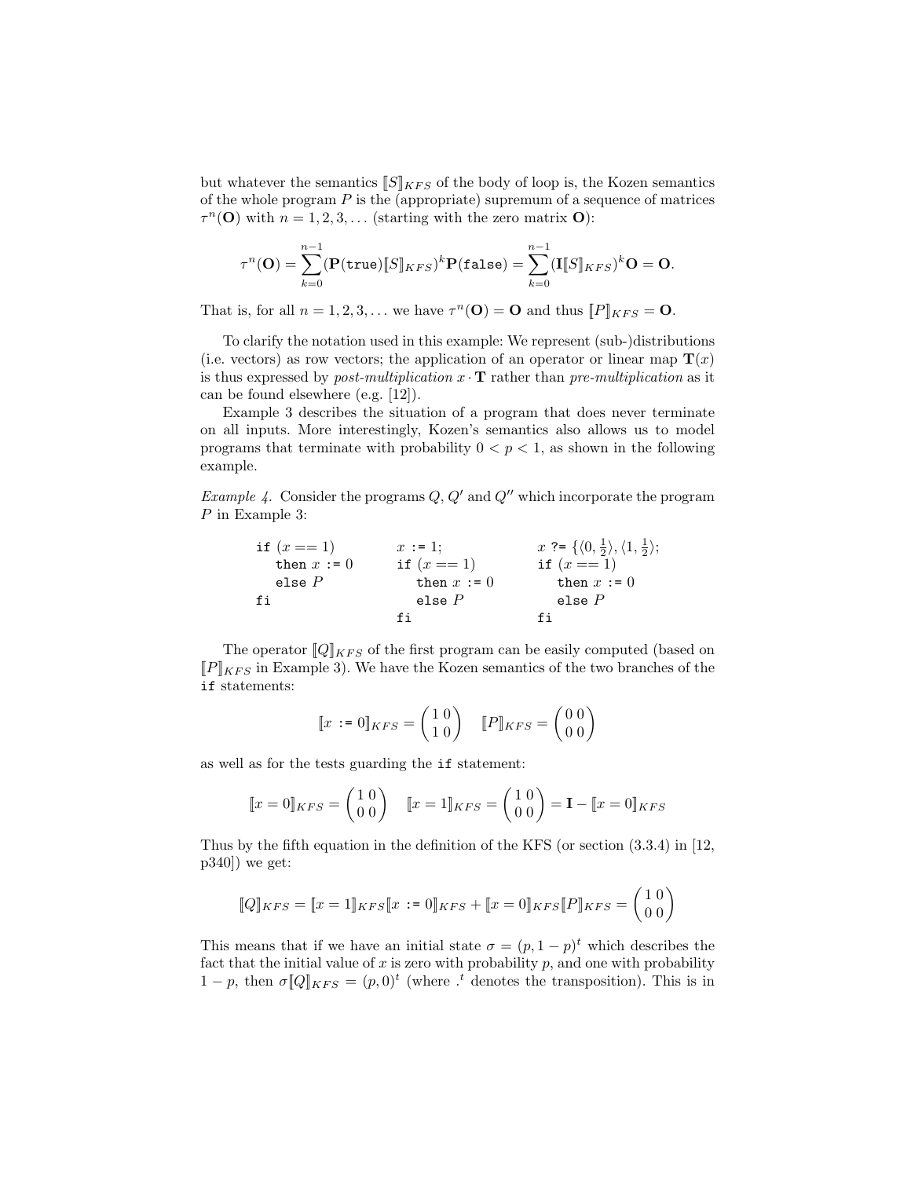but whatever the semantics $[\![S]\!]_{KFS}$ of the body of loop is, the Kozen semantics of the whole program $P$ is the (appropriate) supremum of a sequence of matrices $\tau^n(\mathbf{O})$ with $n = 1, 2, 3, \ldots$ (starting with the zero matrix $\mathbf{O}$):

$$\tau^n(\mathbf{O}) = \sum_{k=0}^{n-1} (\mathbf{P}(\mathtt{true})[\![S]\!]_{KFS})^k \mathbf{P}(\mathtt{false}) = \sum_{k=0}^{n-1} (\mathbf{I}[\![S]\!]_{KFS})^k \mathbf{O} = \mathbf{O}.$$

That is, for all $n = 1, 2, 3, \ldots$ we have $\tau^n(\mathbf{O}) = \mathbf{O}$ and thus $[\![P]\!]_{KFS} = \mathbf{O}$.

To clarify the notation used in this example: We represent (sub-)distributions (i.e. vectors) as row vectors; the application of an operator or linear map $\mathbf{T}(x)$ is thus expressed by *post-multiplication* $x \cdot \mathbf{T}$ rather than *pre-multiplication* as it can be found elsewhere (e.g. [12]).

Example 3 describes the situation of a program that does never terminate on all inputs. More interestingly, Kozen's semantics also allows us to model programs that terminate with probability $0 < p < 1$, as shown in the following example.

*Example 4.* Consider the programs $Q$, $Q'$ and $Q''$ which incorporate the program $P$ in Example 3:

```
if (x == 1)          x := 1;              x ?= {<0, 1/2>, <1, 1/2>};
   then x := 0       if (x == 1)          if (x == 1)
   else P               then x := 0          then x := 0
fi                      else P               else P
                     fi                   fi
```

The operator $[\![Q]\!]_{KFS}$ of the first program can be easily computed (based on $[\![P]\!]_{KFS}$ in Example 3). We have the Kozen semantics of the two branches of the `if` statements:

$$[\![x \texttt{ := } 0]\!]_{KFS} = \begin{pmatrix} 1 & 0 \\ 1 & 0 \end{pmatrix} \quad [\![P]\!]_{KFS} = \begin{pmatrix} 0 & 0 \\ 0 & 0 \end{pmatrix}$$

as well as for the tests guarding the `if` statement:

$$[\![x = 0]\!]_{KFS} = \begin{pmatrix} 1 & 0 \\ 0 & 0 \end{pmatrix} \quad [\![x = 1]\!]_{KFS} = \begin{pmatrix} 1 & 0 \\ 0 & 0 \end{pmatrix} = \mathbf{I} - [\![x = 0]\!]_{KFS}$$

Thus by the fifth equation in the definition of the KFS (or section (3.3.4) in [12, p340]) we get:

$$[\![Q]\!]_{KFS} = [\![x = 1]\!]_{KFS}[\![x \texttt{ := } 0]\!]_{KFS} + [\![x = 0]\!]_{KFS}[\![P]\!]_{KFS} = \begin{pmatrix} 1 & 0 \\ 0 & 0 \end{pmatrix}$$

This means that if we have an initial state $\sigma = (p, 1-p)^t$ which describes the fact that the initial value of $x$ is zero with probability $p$, and one with probability $1 - p$, then $\sigma[\![Q]\!]_{KFS} = (p, 0)^t$ (where $.^t$ denotes the transposition). This is in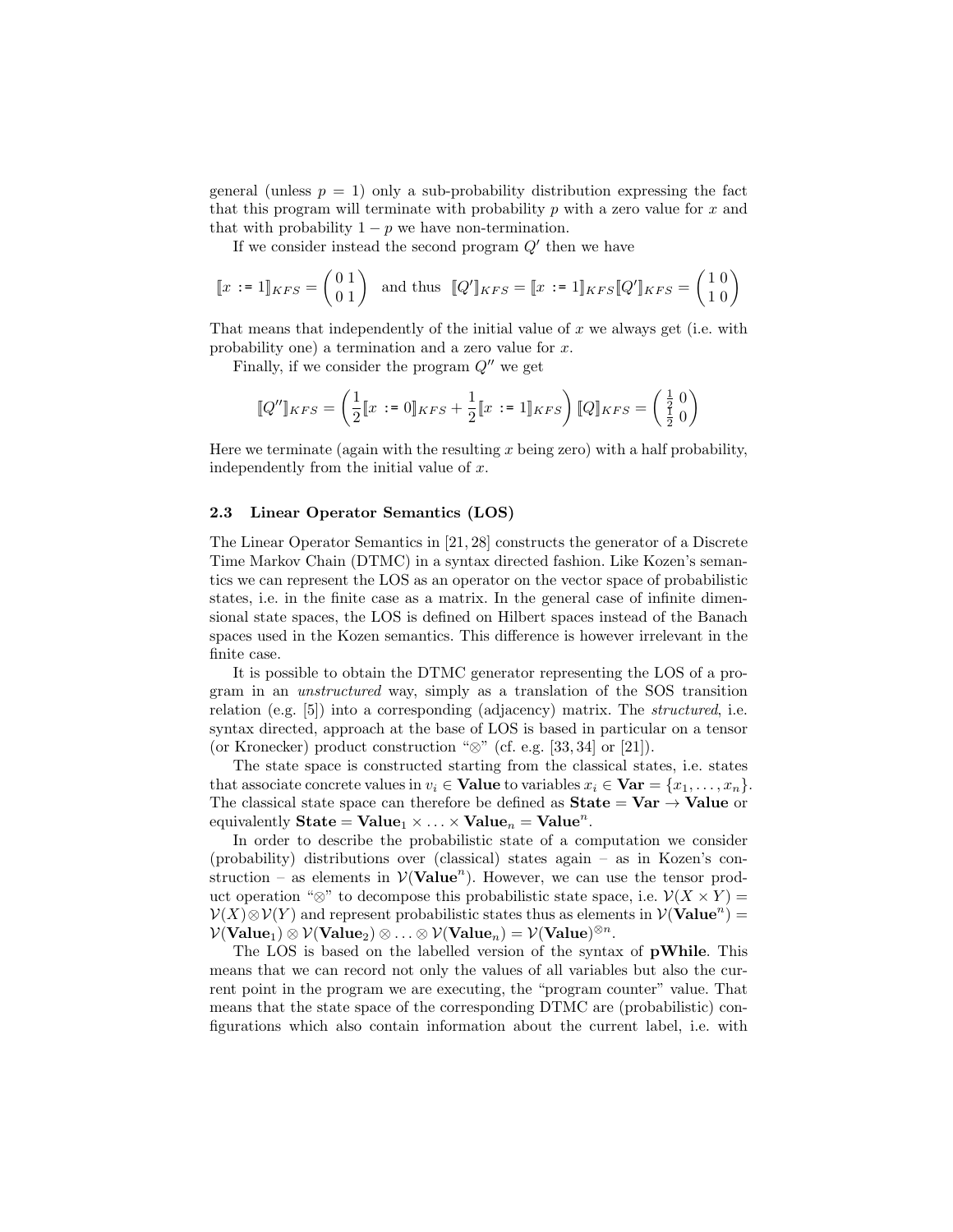general (unless $p = 1$) only a sub-probability distribution expressing the fact that this program will terminate with probability $p$ with a zero value for $x$ and that with probability $1 - p$ we have non-termination.

If we consider instead the second program $Q'$ then we have

$$[\![x \texttt{ := } 1]\!]_{KFS} = \begin{pmatrix} 0 & 1 \\ 0 & 1 \end{pmatrix} \quad \text{and thus} \quad [\![Q']\!]_{KFS} = [\![x \texttt{ := } 1]\!]_{KFS} [\![Q']\!]_{KFS} = \begin{pmatrix} 1 & 0 \\ 1 & 0 \end{pmatrix}$$

That means that independently of the initial value of $x$ we always get (i.e. with probability one) a termination and a zero value for $x$.

Finally, if we consider the program $Q''$ we get

$$[\![Q'']\!]_{KFS} = \left( \frac{1}{2} [\![x \texttt{ := } 0]\!]_{KFS} + \frac{1}{2} [\![x \texttt{ := } 1]\!]_{KFS} \right) [\![Q]\!]_{KFS} = \begin{pmatrix} \frac{1}{2} & 0 \\ \frac{1}{2} & 0 \end{pmatrix}$$

Here we terminate (again with the resulting $x$ being zero) with a half probability, independently from the initial value of $x$.

### 2.3 Linear Operator Semantics (LOS)

The Linear Operator Semantics in [21, 28] constructs the generator of a Discrete Time Markov Chain (DTMC) in a syntax directed fashion. Like Kozen's semantics we can represent the LOS as an operator on the vector space of probabilistic states, i.e. in the finite case as a matrix. In the general case of infinite dimensional state spaces, the LOS is defined on Hilbert spaces instead of the Banach spaces used in the Kozen semantics. This difference is however irrelevant in the finite case.

It is possible to obtain the DTMC generator representing the LOS of a program in an *unstructured* way, simply as a translation of the SOS transition relation (e.g. [5]) into a corresponding (adjacency) matrix. The *structured*, i.e. syntax directed, approach at the base of LOS is based in particular on a tensor (or Kronecker) product construction "$\otimes$" (cf. e.g. [33, 34] or [21]).

The state space is constructed starting from the classical states, i.e. states that associate concrete values in $v_i \in \mathbf{Value}$ to variables $x_i \in \mathbf{Var} = \{x_1, \ldots, x_n\}$. The classical state space can therefore be defined as $\mathbf{State} = \mathbf{Var} \to \mathbf{Value}$ or equivalently $\mathbf{State} = \mathbf{Value}_1 \times \ldots \times \mathbf{Value}_n = \mathbf{Value}^n$.

In order to describe the probabilistic state of a computation we consider (probability) distributions over (classical) states again – as in Kozen's construction – as elements in $\mathcal{V}(\mathbf{Value}^n)$. However, we can use the tensor product operation "$\otimes$" to decompose this probabilistic state space, i.e. $\mathcal{V}(X \times Y) = \mathcal{V}(X) \otimes \mathcal{V}(Y)$ and represent probabilistic states thus as elements in $\mathcal{V}(\mathbf{Value}^n) = \mathcal{V}(\mathbf{Value}_1) \otimes \mathcal{V}(\mathbf{Value}_2) \otimes \ldots \otimes \mathcal{V}(\mathbf{Value}_n) = \mathcal{V}(\mathbf{Value})^{\otimes n}$.

The LOS is based on the labelled version of the syntax of **pWhile**. This means that we can record not only the values of all variables but also the current point in the program we are executing, the "program counter" value. That means that the state space of the corresponding DTMC are (probabilistic) configurations which also contain information about the current label, i.e. with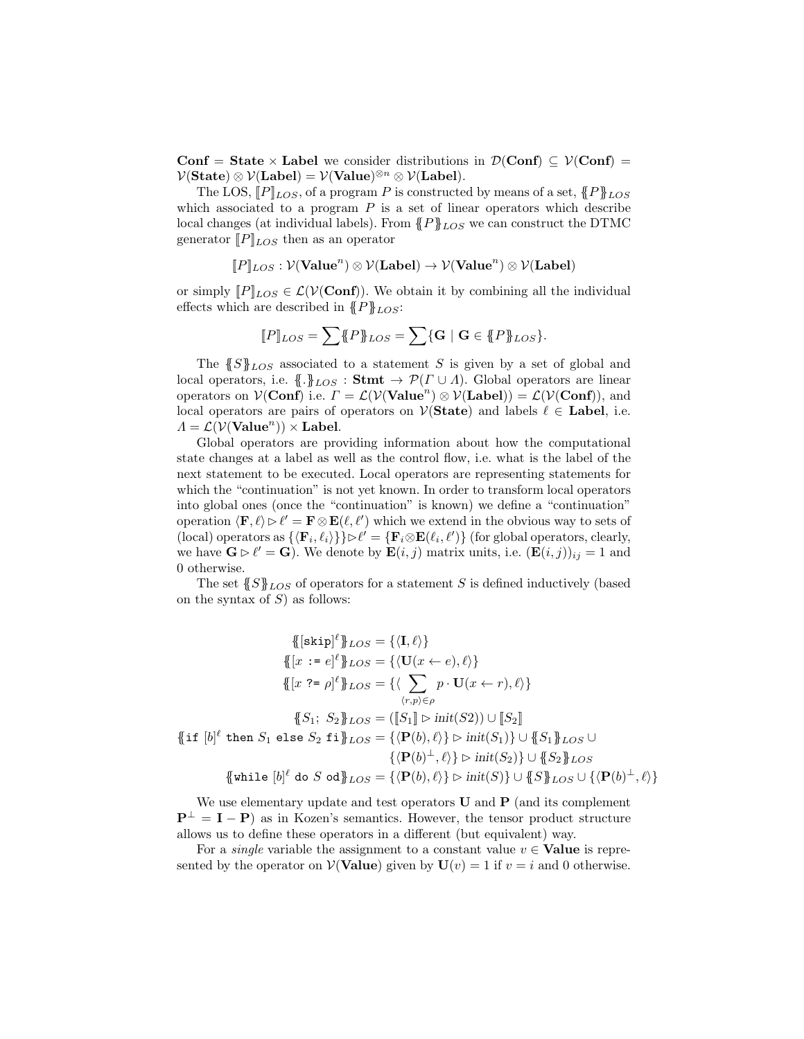$\mathbf{Conf} = \mathbf{State} \times \mathbf{Label}$ we consider distributions in $\mathcal{D}(\mathbf{Conf}) \subseteq \mathcal{V}(\mathbf{Conf}) = \mathcal{V}(\mathbf{State}) \otimes \mathcal{V}(\mathbf{Label}) = \mathcal{V}(\mathbf{Value})^{\otimes n} \otimes \mathcal{V}(\mathbf{Label})$.

The LOS, $[\![P]\!]_{LOS}$, of a program $P$ is constructed by means of a set, $\{\!\{P\}\!\}_{LOS}$ which associated to a program $P$ is a set of linear operators which describe local changes (at individual labels). From $\{\!\{P\}\!\}_{LOS}$ we can construct the DTMC generator $[\![P]\!]_{LOS}$ then as an operator

$$[\![P]\!]_{LOS} : \mathcal{V}(\mathbf{Value}^n) \otimes \mathcal{V}(\mathbf{Label}) \to \mathcal{V}(\mathbf{Value}^n) \otimes \mathcal{V}(\mathbf{Label})$$

or simply $[\![P]\!]_{LOS} \in \mathcal{L}(\mathcal{V}(\mathbf{Conf}))$. We obtain it by combining all the individual effects which are described in $\{\!\{P\}\!\}_{LOS}$:

$$[\![P]\!]_{LOS} = \sum \{\!\{P\}\!\}_{LOS} = \sum \{\mathbf{G} \mid \mathbf{G} \in \{\!\{P\}\!\}_{LOS}\}.$$

The $\{\!\{S\}\!\}_{LOS}$ associated to a statement $S$ is given by a set of global and local operators, i.e. $\{\!\{.\}\!\}_{LOS} : \mathbf{Stmt} \to \mathcal{P}(\Gamma \cup \Lambda)$. Global operators are linear operators on $\mathcal{V}(\mathbf{Conf})$ i.e. $\Gamma = \mathcal{L}(\mathcal{V}(\mathbf{Value}^n) \otimes \mathcal{V}(\mathbf{Label})) = \mathcal{L}(\mathcal{V}(\mathbf{Conf}))$, and local operators are pairs of operators on $\mathcal{V}(\mathbf{State})$ and labels $\ell \in \mathbf{Label}$, i.e. $\Lambda = \mathcal{L}(\mathcal{V}(\mathbf{Value}^n)) \times \mathbf{Label}$.

Global operators are providing information about how the computational state changes at a label as well as the control flow, i.e. what is the label of the next statement to be executed. Local operators are representing statements for which the "continuation" is not yet known. In order to transform local operators into global ones (once the "continuation" is known) we define a "continuation" operation $\langle \mathbf{F}, \ell \rangle \rhd \ell' = \mathbf{F} \otimes \mathbf{E}(\ell, \ell')$ which we extend in the obvious way to sets of (local) operators as $\{\langle \mathbf{F}_i, \ell_i \rangle\} \rhd \ell' = \{\mathbf{F}_i \otimes \mathbf{E}(\ell_i, \ell')\}$ (for global operators, clearly, we have $\mathbf{G} \rhd \ell' = \mathbf{G}$). We denote by $\mathbf{E}(i,j)$ matrix units, i.e. $(\mathbf{E}(i,j))_{ij} = 1$ and 0 otherwise.

The set $\{\!\{S\}\!\}_{LOS}$ of operators for a statement $S$ is defined inductively (based on the syntax of $S$) as follows:

$$
\begin{aligned}
\{\!\{[\mathtt{skip}]^\ell\}\!\}_{LOS} &= \{\langle \mathbf{I}, \ell \rangle\} \\
\{\!\{[x\ \mathtt{:=}\ e]^\ell\}\!\}_{LOS} &= \{\langle \mathbf{U}(x \leftarrow e), \ell \rangle\} \\
\{\!\{[x\ \mathtt{?=}\ \rho]^\ell\}\!\}_{LOS} &= \{\langle \sum_{\langle r,p \rangle \in \rho} p \cdot \mathbf{U}(x \leftarrow r), \ell \rangle\} \\
\{\!\{S_1;\ S_2\}\!\}_{LOS} &= ([\![S_1]\!] \rhd init(S2)) \cup [\![S_2]\!] \\
\{\!\{\mathtt{if}\ [b]^\ell\ \mathtt{then}\ S_1\ \mathtt{else}\ S_2\ \mathtt{fi}\}\!\}_{LOS} &= \{\langle \mathbf{P}(b), \ell \rangle\} \rhd init(S_1) \} \cup \{\!\{S_1\}\!\}_{LOS} \cup \\
&\quad\ \{\langle \mathbf{P}(b)^\perp, \ell \rangle\} \rhd init(S_2) \} \cup \{\!\{S_2\}\!\}_{LOS} \\
\{\!\{\mathtt{while}\ [b]^\ell\ \mathtt{do}\ S\ \mathtt{od}\}\!\}_{LOS} &= \{\langle \mathbf{P}(b), \ell \rangle\} \rhd init(S) \} \cup \{\!\{S\}\!\}_{LOS} \cup \{\langle \mathbf{P}(b)^\perp, \ell \rangle\}
\end{aligned}
$$

We use elementary update and test operators $\mathbf{U}$ and $\mathbf{P}$ (and its complement $\mathbf{P}^\perp = \mathbf{I} - \mathbf{P}$) as in Kozen's semantics. However, the tensor product structure allows us to define these operators in a different (but equivalent) way.

For a *single* variable the assignment to a constant value $v \in \mathbf{Value}$ is represented by the operator on $\mathcal{V}(\mathbf{Value})$ given by $\mathbf{U}(v) = 1$ if $v = i$ and 0 otherwise.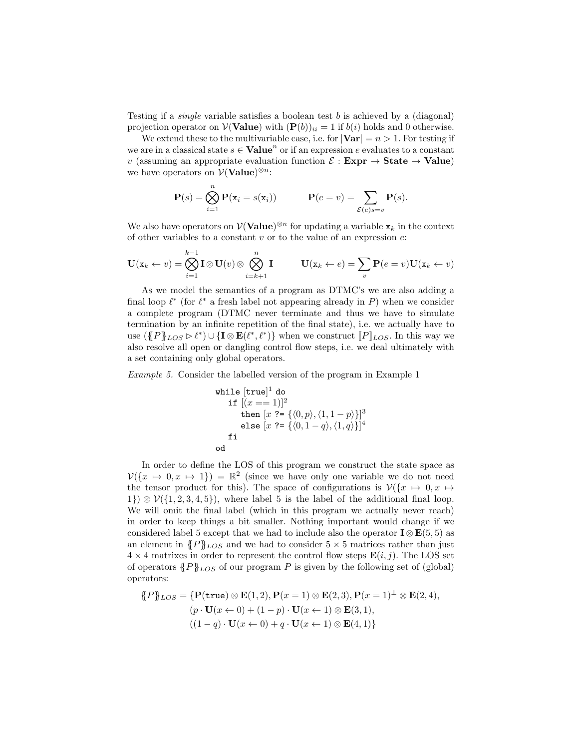Testing if a *single* variable satisfies a boolean test $b$ is achieved by a (diagonal) projection operator on $\mathcal{V}(\mathbf{Value})$ with $(\mathbf{P}(b))_{ii} = 1$ if $b(i)$ holds and 0 otherwise.

We extend these to the multivariable case, i.e. for $|\mathbf{Var}| = n > 1$. For testing if we are in a classical state $s \in \mathbf{Value}^n$ or if an expression $e$ evaluates to a constant $v$ (assuming an appropriate evaluation function $\mathcal{E} : \mathbf{Expr} \to \mathbf{State} \to \mathbf{Value}$) we have operators on $\mathcal{V}(\mathbf{Value})^{\otimes n}$:

$$\mathbf{P}(s) = \bigotimes_{i=1}^{n} \mathbf{P}(\mathtt{x}_i = s(\mathtt{x}_i)) \qquad\qquad \mathbf{P}(e = v) = \sum_{\mathcal{E}(e)s=v} \mathbf{P}(s).$$

We also have operators on $\mathcal{V}(\mathbf{Value})^{\otimes n}$ for updating a variable $\mathtt{x}_k$ in the context of other variables to a constant $v$ or to the value of an expression $e$:

$$\mathbf{U}(\mathtt{x}_k \leftarrow v) = \bigotimes_{i=1}^{k-1} \mathbf{I} \otimes \mathbf{U}(v) \otimes \bigotimes_{i=k+1}^{n} \mathbf{I} \qquad\qquad \mathbf{U}(\mathtt{x}_k \leftarrow e) = \sum_{v} \mathbf{P}(e = v)\mathbf{U}(\mathtt{x}_k \leftarrow v)$$

As we model the semantics of a program as DTMC's we are also adding a final loop $\ell^*$ (for $\ell^*$ a fresh label not appearing already in $P$) when we consider a complete program (DTMC never terminate and thus we have to simulate termination by an infinite repetition of the final state), i.e. we actually have to use $(\{\!\!\{P\}\!\!\}_{LOS} \triangleright \ell^*) \cup \{\mathbf{I} \otimes \mathbf{E}(\ell^*, \ell^*)\}$ when we construct $[\![P]\!]_{LOS}$. In this way we also resolve all open or dangling control flow steps, i.e. we deal ultimately with a set containing only global operators.

*Example 5.* Consider the labelled version of the program in Example 1

```
while [true]^1 do
   if [(x == 1)]^2
      then [x ?= {⟨0, p⟩, ⟨1, 1 − p⟩}]^3
      else [x ?= {⟨0, 1 − q⟩, ⟨1, q⟩}]^4
   fi
od
```

In order to define the LOS of this program we construct the state space as $\mathcal{V}(\{x \mapsto 0, x \mapsto 1\}) = \mathbb{R}^2$ (since we have only one variable we do not need the tensor product for this). The space of configurations is $\mathcal{V}(\{x \mapsto 0, x \mapsto 1\}) \otimes \mathcal{V}(\{1, 2, 3, 4, 5\})$, where label 5 is the label of the additional final loop. We will omit the final label (which in this program we actually never reach) in order to keep things a bit smaller. Nothing important would change if we considered label 5 except that we had to include also the operator $\mathbf{I} \otimes \mathbf{E}(5, 5)$ as an element in $\{\!\!\{P\}\!\!\}_{LOS}$ and we had to consider $5 \times 5$ matrices rather than just $4 \times 4$ matrixes in order to represent the control flow steps $\mathbf{E}(i, j)$. The LOS set of operators $\{\!\!\{P\}\!\!\}_{LOS}$ of our program $P$ is given by the following set of (global) operators:

$$\begin{aligned}
\{\!\!\{P\}\!\!\}_{LOS} = \{&\mathbf{P}(\mathtt{true}) \otimes \mathbf{E}(1, 2), \mathbf{P}(x = 1) \otimes \mathbf{E}(2, 3), \mathbf{P}(x = 1)^{\perp} \otimes \mathbf{E}(2, 4), \\
&(p \cdot \mathbf{U}(x \leftarrow 0) + (1 - p) \cdot \mathbf{U}(x \leftarrow 1) \otimes \mathbf{E}(3, 1), \\
&((1 - q) \cdot \mathbf{U}(x \leftarrow 0) + q \cdot \mathbf{U}(x \leftarrow 1) \otimes \mathbf{E}(4, 1)\}
\end{aligned}$$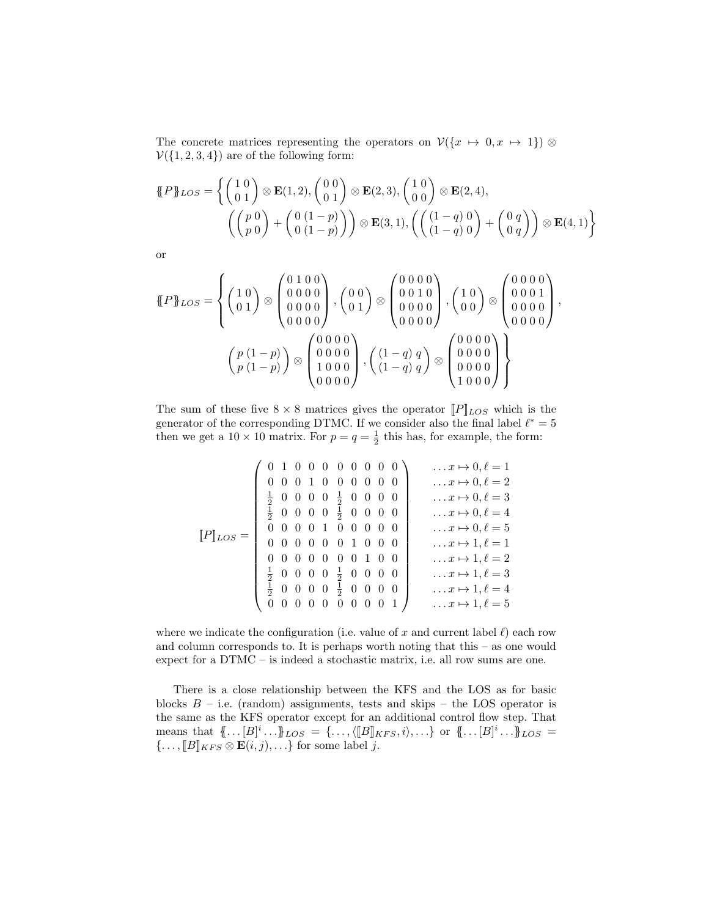The concrete matrices representing the operators on $\mathcal{V}(\{x \mapsto 0, x \mapsto 1\}) \otimes \mathcal{V}(\{1,2,3,4\})$ are of the following form:

$$
\{\!\!\{ P \}\!\!\}_{LOS} = \left\{ \begin{pmatrix} 1 & 0 \\ 0 & 1 \end{pmatrix} \otimes \mathbf{E}(1,2), \begin{pmatrix} 0 & 0 \\ 0 & 1 \end{pmatrix} \otimes \mathbf{E}(2,3), \begin{pmatrix} 1 & 0 \\ 0 & 0 \end{pmatrix} \otimes \mathbf{E}(2,4), \right.
$$
$$
\left. \left( \begin{pmatrix} p & 0 \\ p & 0 \end{pmatrix} + \begin{pmatrix} 0 & (1-p) \\ 0 & (1-p) \end{pmatrix} \right) \otimes \mathbf{E}(3,1), \left( \begin{pmatrix} (1-q) & 0 \\ (1-q) & 0 \end{pmatrix} + \begin{pmatrix} 0 & q \\ 0 & q \end{pmatrix} \right) \otimes \mathbf{E}(4,1) \right\}
$$

or

$$
\{\!\!\{ P \}\!\!\}_{LOS} = \left\{ \begin{pmatrix} 1 & 0 \\ 0 & 1 \end{pmatrix} \otimes \begin{pmatrix} 0&1&0&0 \\ 0&0&0&0 \\ 0&0&0&0 \\ 0&0&0&0 \end{pmatrix}, \begin{pmatrix} 0 & 0 \\ 0 & 1 \end{pmatrix} \otimes \begin{pmatrix} 0&0&0&0 \\ 0&0&1&0 \\ 0&0&0&0 \\ 0&0&0&0 \end{pmatrix}, \begin{pmatrix} 1 & 0 \\ 0 & 0 \end{pmatrix} \otimes \begin{pmatrix} 0&0&0&0 \\ 0&0&0&1 \\ 0&0&0&0 \\ 0&0&0&0 \end{pmatrix}, \right.
$$
$$
\left. \begin{pmatrix} p & (1-p) \\ p & (1-p) \end{pmatrix} \otimes \begin{pmatrix} 0&0&0&0 \\ 0&0&0&0 \\ 1&0&0&0 \\ 0&0&0&0 \end{pmatrix}, \begin{pmatrix} (1-q) & q \\ (1-q) & q \end{pmatrix} \otimes \begin{pmatrix} 0&0&0&0 \\ 0&0&0&0 \\ 0&0&0&0 \\ 1&0&0&0 \end{pmatrix} \right\}
$$

The sum of these five $8 \times 8$ matrices gives the operator $[\![P]\!]_{LOS}$ which is the generator of the corresponding DTMC. If we consider also the final label $\ell^* = 5$ then we get a $10 \times 10$ matrix. For $p = q = \frac{1}{2}$ this has, for example, the form:

$$
[\![P]\!]_{LOS} = \begin{pmatrix}
0 & 1 & 0 & 0 & 0 & 0 & 0 & 0 & 0 & 0 \\
0 & 0 & 0 & 1 & 0 & 0 & 0 & 0 & 0 & 0 \\
\frac{1}{2} & 0 & 0 & 0 & 0 & \frac{1}{2} & 0 & 0 & 0 & 0 \\
\frac{1}{2} & 0 & 0 & 0 & 0 & \frac{1}{2} & 0 & 0 & 0 & 0 \\
0 & 0 & 0 & 0 & 1 & 0 & 0 & 0 & 0 & 0 \\
0 & 0 & 0 & 0 & 0 & 0 & 1 & 0 & 0 & 0 \\
0 & 0 & 0 & 0 & 0 & 0 & 0 & 1 & 0 & 0 \\
\frac{1}{2} & 0 & 0 & 0 & 0 & \frac{1}{2} & 0 & 0 & 0 & 0 \\
\frac{1}{2} & 0 & 0 & 0 & 0 & \frac{1}{2} & 0 & 0 & 0 & 0 \\
0 & 0 & 0 & 0 & 0 & 0 & 0 & 0 & 0 & 1
\end{pmatrix}
\begin{matrix}
\ldots x \mapsto 0, \ell = 1 \\
\ldots x \mapsto 0, \ell = 2 \\
\ldots x \mapsto 0, \ell = 3 \\
\ldots x \mapsto 0, \ell = 4 \\
\ldots x \mapsto 0, \ell = 5 \\
\ldots x \mapsto 1, \ell = 1 \\
\ldots x \mapsto 1, \ell = 2 \\
\ldots x \mapsto 1, \ell = 3 \\
\ldots x \mapsto 1, \ell = 4 \\
\ldots x \mapsto 1, \ell = 5
\end{matrix}
$$

where we indicate the configuration (i.e. value of $x$ and current label $\ell$) each row and column corresponds to. It is perhaps worth noting that this – as one would expect for a DTMC – is indeed a stochastic matrix, i.e. all row sums are one.

There is a close relationship between the KFS and the LOS as for basic blocks $B$ – i.e. (random) assignments, tests and skips – the LOS operator is the same as the KFS operator except for an additional control flow step. That means that $\{\!\!\{ \ldots [B]^i \ldots \}\!\!\}_{LOS} = \{\ldots, \langle [\![B]\!]_{KFS}, i \rangle, \ldots\}$ or $\{\!\!\{ \ldots [B]^i \ldots \}\!\!\}_{LOS} = \{\ldots, [\![B]\!]_{KFS} \otimes \mathbf{E}(i,j), \ldots\}$ for some label $j$.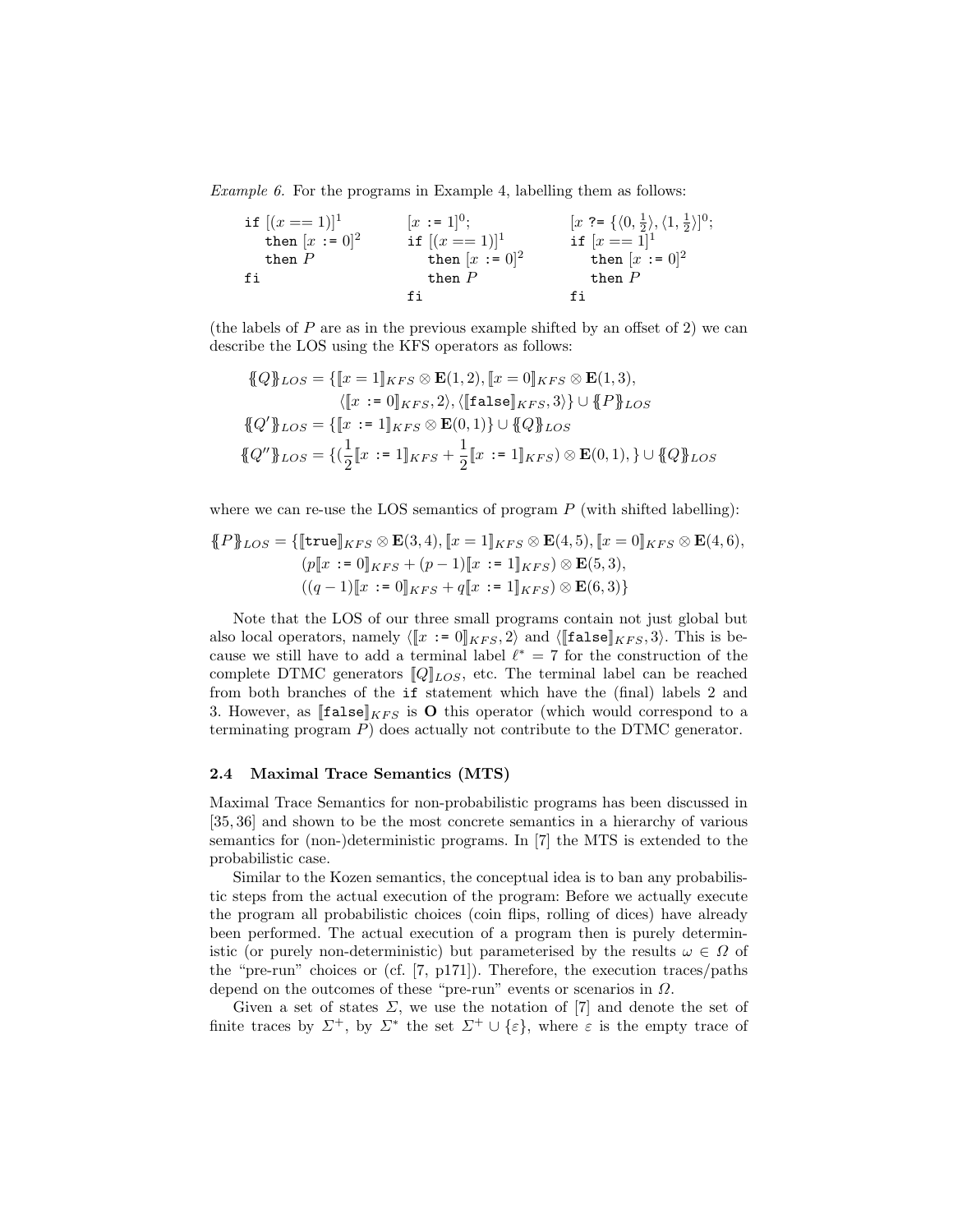*Example 6.* For the programs in Example 4, labelling them as follows:

```
if [(x == 1)]^1            [x := 1]^0;                [x ?= {⟨0, 1/2⟩, ⟨1, 1/2⟩}]^0;
   then [x := 0]^2         if [(x == 1)]^1            if [x == 1]^1
   then P                     then [x := 0]^2            then [x := 0]^2
fi                            then P                     then P
                           fi                         fi
```

(the labels of $P$ are as in the previous example shifted by an offset of 2) we can describe the LOS using the KFS operators as follows:

$$\begin{aligned}
\{\!\{Q\}\!\}_{LOS} &= \{[\![x = 1]\!]_{KFS} \otimes \mathbf{E}(1,2), [\![x = 0]\!]_{KFS} \otimes \mathbf{E}(1,3), \\
&\qquad \langle [\![x \texttt{ := } 0]\!]_{KFS}, 2\rangle, \langle [\![\texttt{false}]\!]_{KFS}, 3\rangle\} \cup \{\!\{P\}\!\}_{LOS} \\
\{\!\{Q'\}\!\}_{LOS} &= \{[\![x \texttt{ := } 1]\!]_{KFS} \otimes \mathbf{E}(0,1)\} \cup \{\!\{Q\}\!\}_{LOS} \\
\{\!\{Q''\}\!\}_{LOS} &= \{(\frac{1}{2}[\![x \texttt{ := } 1]\!]_{KFS} + \frac{1}{2}[\![x \texttt{ := } 1]\!]_{KFS}) \otimes \mathbf{E}(0,1), \} \cup \{\!\{Q\}\!\}_{LOS}
\end{aligned}$$

where we can re-use the LOS semantics of program $P$ (with shifted labelling):

$$\begin{aligned}
\{\!\{P\}\!\}_{LOS} = \{&[\![\texttt{true}]\!]_{KFS} \otimes \mathbf{E}(3,4), [\![x = 1]\!]_{KFS} \otimes \mathbf{E}(4,5), [\![x = 0]\!]_{KFS} \otimes \mathbf{E}(4,6), \\
&(p[\![x \texttt{ := } 0]\!]_{KFS} + (p-1)[\![x \texttt{ := } 1]\!]_{KFS}) \otimes \mathbf{E}(5,3), \\
&((q-1)[\![x \texttt{ := } 0]\!]_{KFS} + q[\![x \texttt{ := } 1]\!]_{KFS}) \otimes \mathbf{E}(6,3)\}
\end{aligned}$$

Note that the LOS of our three small programs contain not just global but also local operators, namely $\langle [\![x \texttt{ := } 0]\!]_{KFS}, 2\rangle$ and $\langle [\![\texttt{false}]\!]_{KFS}, 3\rangle$. This is because we still have to add a terminal label $\ell^* = 7$ for the construction of the complete DTMC generators $[\![Q]\!]_{LOS}$, etc. The terminal label can be reached from both branches of the `if` statement which have the (final) labels 2 and 3. However, as $[\![\texttt{false}]\!]_{KFS}$ is $\mathbf{O}$ this operator (which would correspond to a terminating program $P$) does actually not contribute to the DTMC generator.

### 2.4 Maximal Trace Semantics (MTS)

Maximal Trace Semantics for non-probabilistic programs has been discussed in [35, 36] and shown to be the most concrete semantics in a hierarchy of various semantics for (non-)deterministic programs. In [7] the MTS is extended to the probabilistic case.

Similar to the Kozen semantics, the conceptual idea is to ban any probabilistic steps from the actual execution of the program: Before we actually execute the program all probabilistic choices (coin flips, rolling of dices) have already been performed. The actual execution of a program then is purely deterministic (or purely non-deterministic) but parameterised by the results $\omega \in \Omega$ of the "pre-run" choices or (cf. [7, p171]). Therefore, the execution traces/paths depend on the outcomes of these "pre-run" events or scenarios in $\Omega$.

Given a set of states $\Sigma$, we use the notation of [7] and denote the set of finite traces by $\Sigma^+$, by $\Sigma^*$ the set $\Sigma^+ \cup \{\varepsilon\}$, where $\varepsilon$ is the empty trace of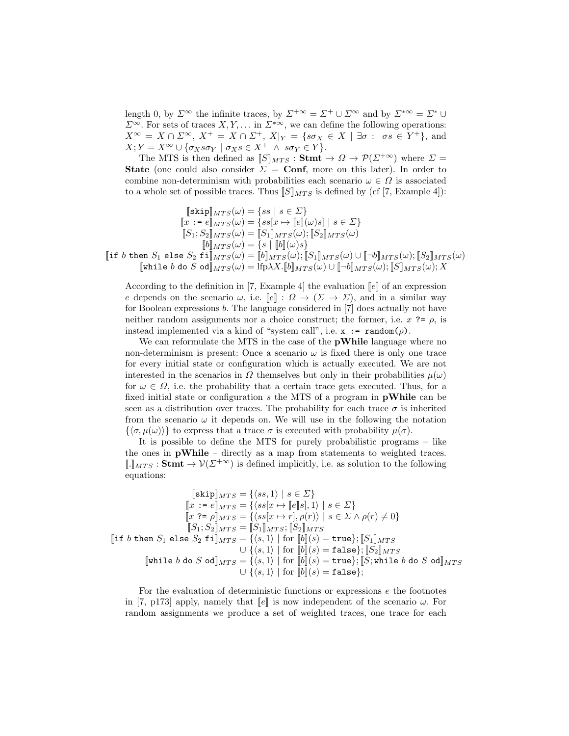length 0, by $\Sigma^\infty$ the infinite traces, by $\Sigma^{+\infty} = \Sigma^+ \cup \Sigma^\infty$ and by $\Sigma^{*\infty} = \Sigma^* \cup \Sigma^\infty$. For sets of traces $X, Y, \ldots$ in $\Sigma^{*\infty}$, we can define the following operations: $X^\infty = X \cap \Sigma^\infty$, $X^+ = X \cap \Sigma^+$, $X|_Y = \{s\sigma_X \in X \mid \exists \sigma : \; \sigma s \in Y^+\}$, and $X; Y = X^\infty \cup \{\sigma_X s \sigma_Y \mid \sigma_X s \in X^+ \;\wedge\; s\sigma_Y \in Y\}$.

The MTS is then defined as $[\![S]\!]_{MTS} : \mathbf{Stmt} \to \Omega \to \mathcal{P}(\Sigma^{+\infty})$ where $\Sigma = \mathbf{State}$ (one could also consider $\Sigma = \mathbf{Conf}$, more on this later). In order to combine non-determinism with probabilities each scenario $\omega \in \Omega$ is associated to a whole set of possible traces. Thus $[\![S]\!]_{MTS}$ is defined by (cf [7, Example 4]):

$$
\begin{aligned}
[\![\texttt{skip}]\!]_{MTS}(\omega) &= \{ss \mid s \in \Sigma\} \\
[\![x \texttt{ := } e]\!]_{MTS}(\omega) &= \{ss[x \mapsto [\![e]\!](\omega)s] \mid s \in \Sigma\} \\
[\![S_1; S_2]\!]_{MTS}(\omega) &= [\![S_1]\!]_{MTS}(\omega); [\![S_2]\!]_{MTS}(\omega) \\
[\![b]\!]_{MTS}(\omega) &= \{s \mid [\![b]\!](\omega)s\} \\
[\![\texttt{if } b \texttt{ then } S_1 \texttt{ else } S_2 \texttt{ fi}]\!]_{MTS}(\omega) &= [\![b]\!]_{MTS}(\omega); [\![S_1]\!]_{MTS}(\omega) \cup [\![\neg b]\!]_{MTS}(\omega); [\![S_2]\!]_{MTS}(\omega) \\
[\![\texttt{while } b \texttt{ do } S \texttt{ od}]\!]_{MTS}(\omega) &= \mathrm{lfp} \lambda X. [\![b]\!]_{MTS}(\omega) \cup [\![\neg b]\!]_{MTS}(\omega); [\![S]\!]_{MTS}(\omega); X
\end{aligned}
$$

According to the definition in [7, Example 4] the evaluation $[\![e]\!]$ of an expression $e$ depends on the scenario $\omega$, i.e. $[\![e]\!] : \Omega \to (\Sigma \to \Sigma)$, and in a similar way for Boolean expressions $b$. The language considered in [7] does actually not have neither random assignments nor a choice construct; the former, i.e. $x$ `?=` $\rho$, is instead implemented via a kind of "system call", i.e. `x := random(ρ)`.

We can reformulate the MTS in the case of the **pWhile** language where no non-determinism is present: Once a scenario $\omega$ is fixed there is only one trace for every initial state or configuration which is actually executed. We are not interested in the scenarios in $\Omega$ themselves but only in their probabilities $\mu(\omega)$ for $\omega \in \Omega$, i.e. the probability that a certain trace gets executed. Thus, for a fixed initial state or configuration $s$ the MTS of a program in **pWhile** can be seen as a distribution over traces. The probability for each trace $\sigma$ is inherited from the scenario $\omega$ it depends on. We will use in the following the notation $\{\langle \sigma, \mu(\omega) \rangle\}$ to express that a trace $\sigma$ is executed with probability $\mu(\sigma)$.

It is possible to define the MTS for purely probabilistic programs – like the ones in **pWhile** – directly as a map from statements to weighted traces. $[\![.]\!]_{MTS} : \mathbf{Stmt} \to \mathcal{V}(\Sigma^{+\infty})$ is defined implicitly, i.e. as solution to the following equations:

$$
\begin{aligned}
[\![\texttt{skip}]\!]_{MTS} &= \{\langle ss, 1\rangle \mid s \in \Sigma\} \\
[\![x \texttt{ := } e]\!]_{MTS} &= \{\langle ss[x \mapsto [\![e]\!]s], 1\rangle \mid s \in \Sigma\} \\
[\![x \texttt{ ?= } \rho]\!]_{MTS} &= \{\langle ss[x \mapsto r], \rho(r)\rangle \mid s \in \Sigma \wedge \rho(r) \neq 0\} \\
[\![S_1; S_2]\!]_{MTS} &= [\![S_1]\!]_{MTS}; [\![S_2]\!]_{MTS} \\
[\![\texttt{if } b \texttt{ then } S_1 \texttt{ else } S_2 \texttt{ fi}]\!]_{MTS} &= \{\langle s, 1\rangle \mid \text{for } [\![b]\!](s) = \texttt{true}\}; [\![S_1]\!]_{MTS} \\
&\quad \cup \{\langle s, 1\rangle \mid \text{for } [\![b]\!](s) = \texttt{false}\}; [\![S_2]\!]_{MTS} \\
[\![\texttt{while } b \texttt{ do } S \texttt{ od}]\!]_{MTS} &= \{\langle s, 1\rangle \mid \text{for } [\![b]\!](s) = \texttt{true}\}; [\![S; \texttt{while } b \texttt{ do } S \texttt{ od}]\!]_{MTS} \\
&\quad \cup \{\langle s, 1\rangle \mid \text{for } [\![b]\!](s) = \texttt{false}\};
\end{aligned}
$$

For the evaluation of deterministic functions or expressions $e$ the footnotes in [7, p173] apply, namely that $[\![e]\!]$ is now independent of the scenario $\omega$. For random assignments we produce a set of weighted traces, one trace for each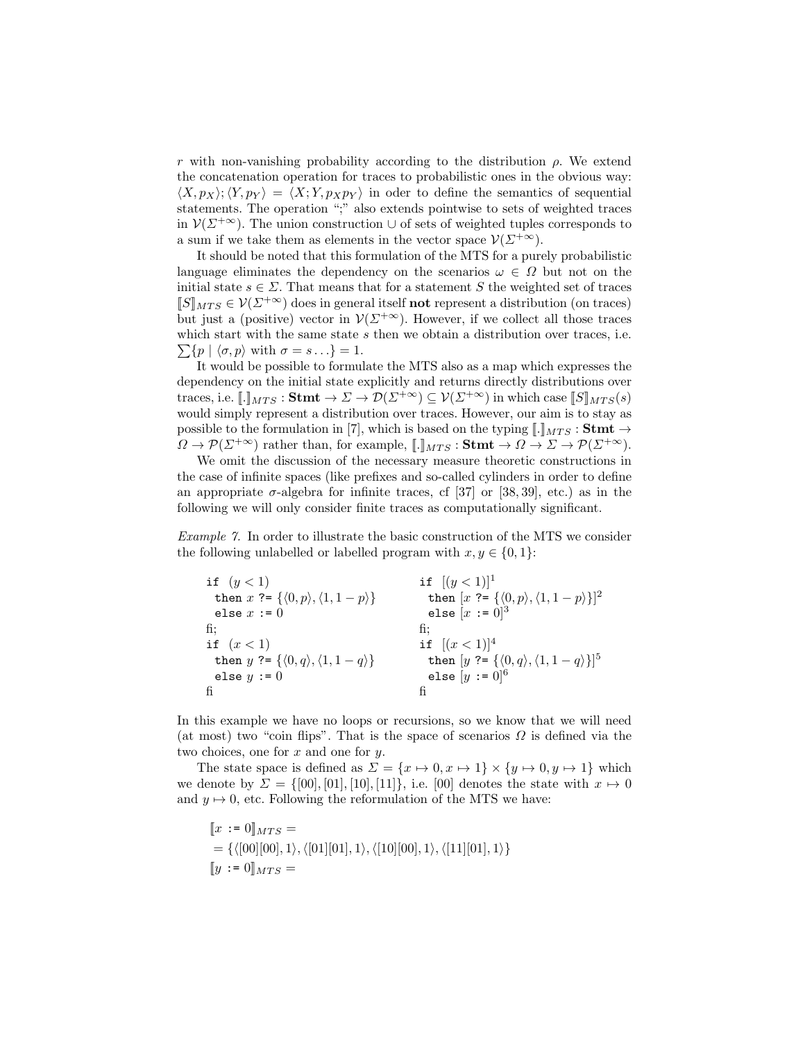$r$ with non-vanishing probability according to the distribution $\rho$. We extend the concatenation operation for traces to probabilistic ones in the obvious way: $\langle X, p_X\rangle; \langle Y, p_Y\rangle = \langle X; Y, p_X p_Y\rangle$ in oder to define the semantics of sequential statements. The operation ";" also extends pointwise to sets of weighted traces in $\mathcal{V}(\Sigma^{+\infty})$. The union construction $\cup$ of sets of weighted tuples corresponds to a sum if we take them as elements in the vector space $\mathcal{V}(\Sigma^{+\infty})$.

It should be noted that this formulation of the MTS for a purely probabilistic language eliminates the dependency on the scenarios $\omega \in \Omega$ but not on the initial state $s \in \Sigma$. That means that for a statement $S$ the weighted set of traces $[\![S]\!]_{MTS} \in \mathcal{V}(\Sigma^{+\infty})$ does in general itself **not** represent a distribution (on traces) but just a (positive) vector in $\mathcal{V}(\Sigma^{+\infty})$. However, if we collect all those traces which start with the same state $s$ then we obtain a distribution over traces, i.e. $\sum\{p \mid \langle \sigma, p\rangle \text{ with } \sigma = s\ldots\} = 1$.

It would be possible to formulate the MTS also as a map which expresses the dependency on the initial state explicitly and returns directly distributions over traces, i.e. $[\![.]\!]_{MTS} : \mathbf{Stmt} \to \Sigma \to \mathcal{D}(\Sigma^{+\infty}) \subseteq \mathcal{V}(\Sigma^{+\infty})$ in which case $[\![S]\!]_{MTS}(s)$ would simply represent a distribution over traces. However, our aim is to stay as possible to the formulation in [7], which is based on the typing $[\![.]\!]_{MTS} : \mathbf{Stmt} \to \Omega \to \mathcal{P}(\Sigma^{+\infty})$ rather than, for example, $[\![.]\!]_{MTS} : \mathbf{Stmt} \to \Omega \to \Sigma \to \mathcal{P}(\Sigma^{+\infty})$.

We omit the discussion of the necessary measure theoretic constructions in the case of infinite spaces (like prefixes and so-called cylinders in order to define an appropriate $\sigma$-algebra for infinite traces, cf [37] or [38, 39], etc.) as in the following we will only consider finite traces as computationally significant.

*Example 7.* In order to illustrate the basic construction of the MTS we consider the following unlabelled or labelled program with $x, y \in \{0, 1\}$:

```
if (y < 1)                              if [(y < 1)]^1
  then x ?= {⟨0,p⟩,⟨1,1−p⟩}               then [x ?= {⟨0,p⟩,⟨1,1−p⟩}]^2
  else x := 0                             else [x := 0]^3
fi;                                     fi;
if (x < 1)                              if [(x < 1)]^4
  then y ?= {⟨0,q⟩,⟨1,1−q⟩}               then [y ?= {⟨0,q⟩,⟨1,1−q⟩}]^5
  else y := 0                             else [y := 0]^6
fi                                      fi
```

In this example we have no loops or recursions, so we know that we will need (at most) two "coin flips". That is the space of scenarios $\Omega$ is defined via the two choices, one for $x$ and one for $y$.

The state space is defined as $\Sigma = \{x \mapsto 0, x \mapsto 1\} \times \{y \mapsto 0, y \mapsto 1\}$ which we denote by $\Sigma = \{[00], [01], [10], [11]\}$, i.e. [00] denotes the state with $x \mapsto 0$ and $y \mapsto 0$, etc. Following the reformulation of the MTS we have:

$$
\begin{aligned}
&[\![x \texttt{ := } 0]\!]_{MTS} = \\
&= \{\langle [00][00], 1\rangle, \langle [01][01], 1\rangle, \langle [10][00], 1\rangle, \langle [11][01], 1\rangle\} \\
&[\![y \texttt{ := } 0]\!]_{MTS} =
\end{aligned}
$$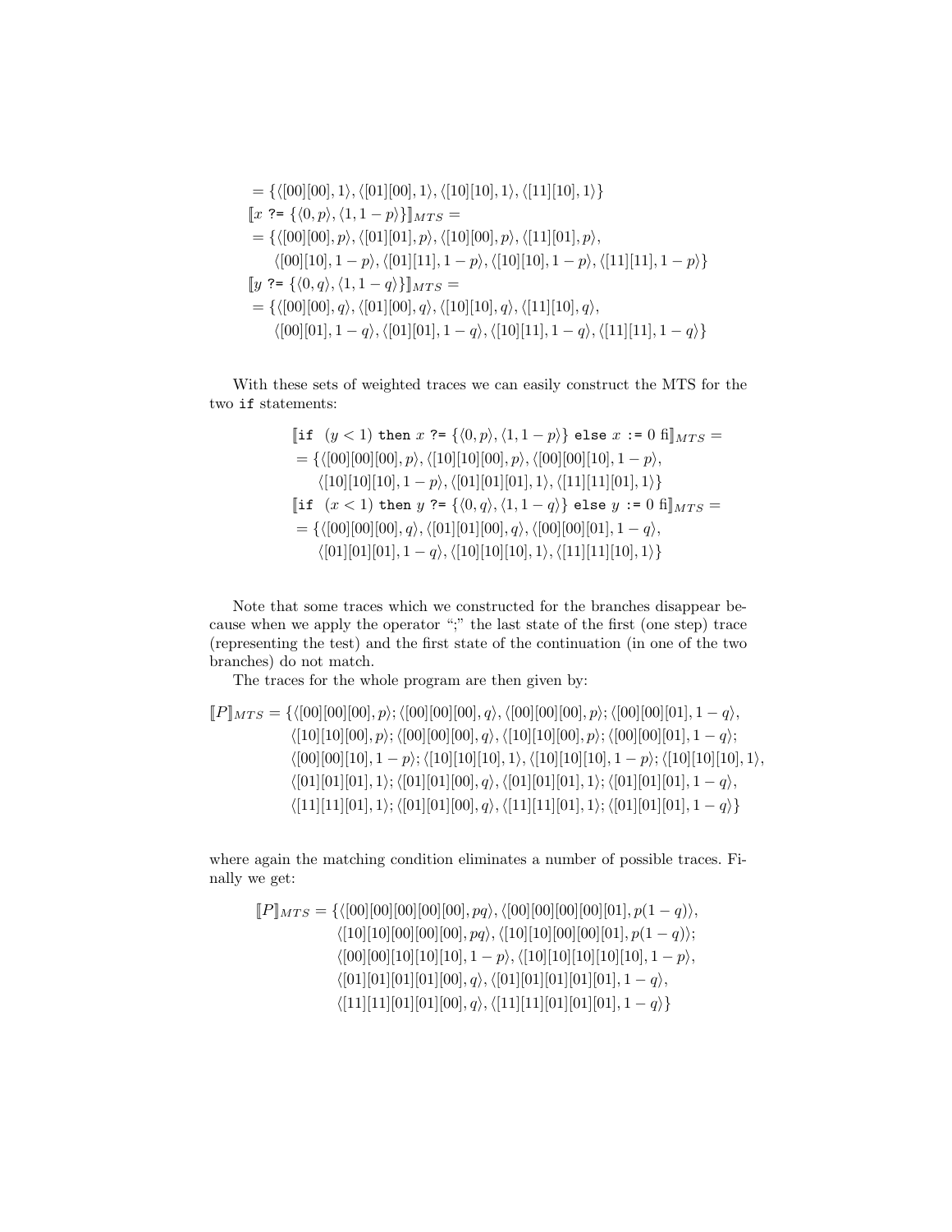$$= \{\langle[00][00], 1\rangle, \langle[01][00], 1\rangle, \langle[10][10], 1\rangle, \langle[11][10], 1\rangle\}$$

$$[\![x \texttt{ ?= } \{\langle 0, p\rangle, \langle 1, 1-p\rangle\}]\!]_{MTS} =$$

$$= \{\langle[00][00], p\rangle, \langle[01][01], p\rangle, \langle[10][00], p\rangle, \langle[11][01], p\rangle,$$
$$\langle[00][10], 1-p\rangle, \langle[01][11], 1-p\rangle, \langle[10][10], 1-p\rangle, \langle[11][11], 1-p\rangle\}$$

$$[\![y \texttt{ ?= } \{\langle 0, q\rangle, \langle 1, 1-q\rangle\}]\!]_{MTS} =$$

$$= \{\langle[00][00], q\rangle, \langle[01][00], q\rangle, \langle[10][10], q\rangle, \langle[11][10], q\rangle,$$
$$\langle[00][01], 1-q\rangle, \langle[01][01], 1-q\rangle, \langle[10][11], 1-q\rangle, \langle[11][11], 1-q\rangle\}$$

With these sets of weighted traces we can easily construct the MTS for the two `if` statements:

$$[\![\texttt{if } (y < 1) \texttt{ then } x \texttt{ ?= } \{\langle 0, p\rangle, \langle 1, 1-p\rangle\} \texttt{ else } x \texttt{ := } 0 \texttt{ fi}]\!]_{MTS} =$$

$$= \{\langle[00][00][00], p\rangle, \langle[10][10][00], p\rangle, \langle[00][00][10], 1-p\rangle,$$
$$\langle[10][10][10], 1-p\rangle, \langle[01][01][01], 1\rangle, \langle[11][11][01], 1\rangle\}$$

$$[\![\texttt{if } (x < 1) \texttt{ then } y \texttt{ ?= } \{\langle 0, q\rangle, \langle 1, 1-q\rangle\} \texttt{ else } y \texttt{ := } 0 \texttt{ fi}]\!]_{MTS} =$$

$$= \{\langle[00][00][00], q\rangle, \langle[01][01][00], q\rangle, \langle[00][00][01], 1-q\rangle,$$
$$\langle[01][01][01], 1-q\rangle, \langle[10][10][10], 1\rangle, \langle[11][11][10], 1\rangle\}$$

Note that some traces which we constructed for the branches disappear because when we apply the operator ";" the last state of the first (one step) trace (representing the test) and the first state of the continuation (in one of the two branches) do not match.

The traces for the whole program are then given by:

$$\begin{aligned}
[\![P]\!]_{MTS} = \{&\langle[00][00][00], p\rangle; \langle[00][00][00], q\rangle, \langle[00][00][00], p\rangle; \langle[00][00][01], 1-q\rangle,\\
&\langle[10][10][00], p\rangle; \langle[00][00][00], q\rangle, \langle[10][10][00], p\rangle; \langle[00][00][01], 1-q\rangle;\\
&\langle[00][00][10], 1-p\rangle; \langle[10][10][10], 1\rangle, \langle[10][10][10], 1-p\rangle; \langle[10][10][10], 1\rangle,\\
&\langle[01][01][01], 1\rangle; \langle[01][01][00], q\rangle, \langle[01][01][01], 1\rangle; \langle[01][01][01], 1-q\rangle,\\
&\langle[11][11][01], 1\rangle; \langle[01][01][00], q\rangle, \langle[11][11][01], 1\rangle; \langle[01][01][01], 1-q\rangle\}
\end{aligned}$$

where again the matching condition eliminates a number of possible traces. Finally we get:

$$\begin{aligned}
[\![P]\!]_{MTS} = \{&\langle[00][00][00][00][00], pq\rangle, \langle[00][00][00][00][01], p(1-q)\rangle,\\
&\langle[10][10][00][00][00], pq\rangle, \langle[10][10][00][00][01], p(1-q)\rangle;\\
&\langle[00][00][10][10][10], 1-p\rangle, \langle[10][10][10][10][10], 1-p\rangle,\\
&\langle[01][01][01][01][00], q\rangle, \langle[01][01][01][01][01], 1-q\rangle,\\
&\langle[11][11][01][01][00], q\rangle, \langle[11][11][01][01][01], 1-q\rangle\}
\end{aligned}$$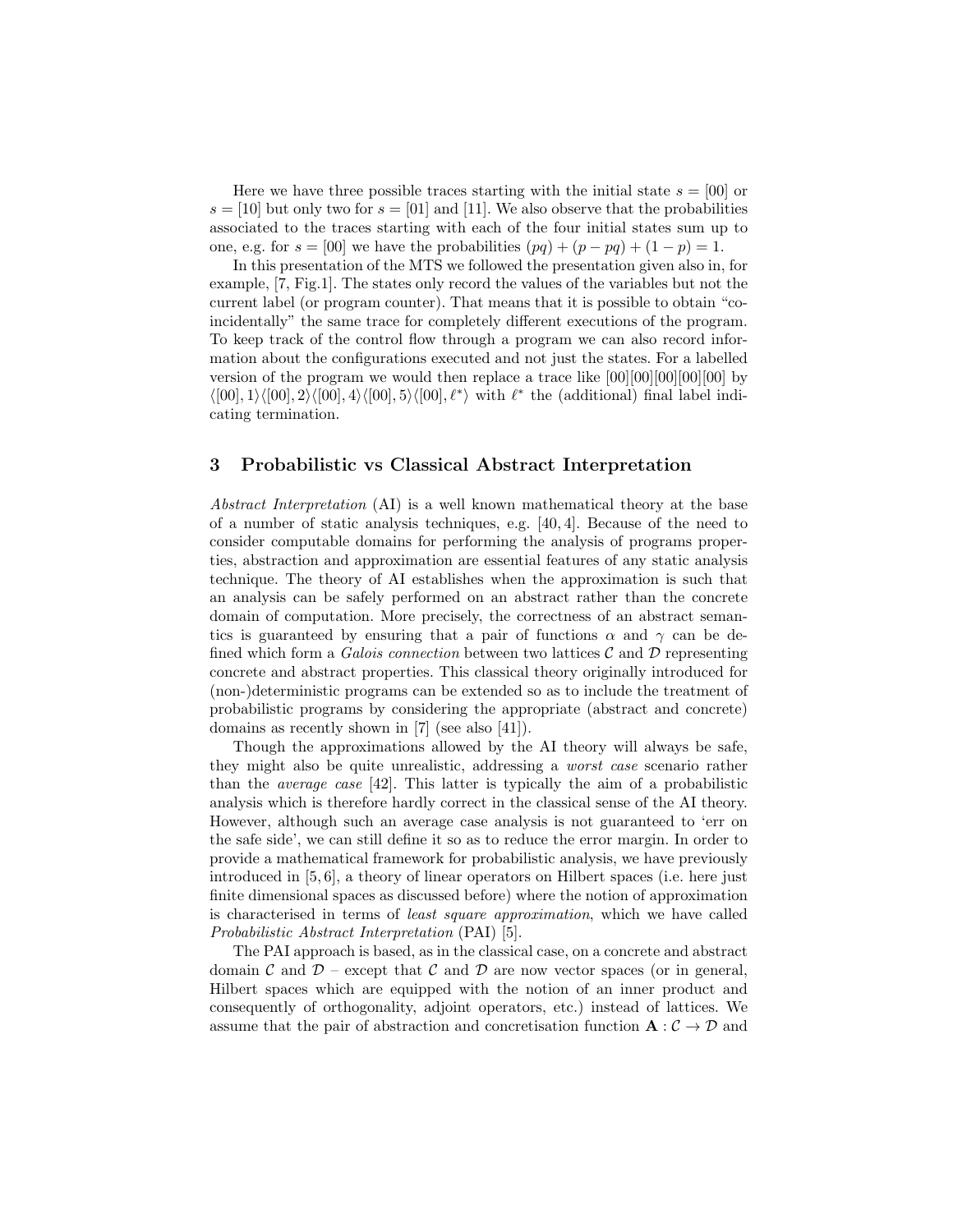Here we have three possible traces starting with the initial state $s = [00]$ or $s = [10]$ but only two for $s = [01]$ and $[11]$. We also observe that the probabilities associated to the traces starting with each of the four initial states sum up to one, e.g. for $s = [00]$ we have the probabilities $(pq) + (p - pq) + (1 - p) = 1$.

In this presentation of the MTS we followed the presentation given also in, for example, [7, Fig.1]. The states only record the values of the variables but not the current label (or program counter). That means that it is possible to obtain "co-incidentally" the same trace for completely different executions of the program. To keep track of the control flow through a program we can also record information about the configurations executed and not just the states. For a labelled version of the program we would then replace a trace like [00][00][00][00][00] by $\langle[00], 1\rangle\langle[00], 2\rangle\langle[00], 4\rangle\langle[00], 5\rangle\langle[00], \ell^*\rangle$ with $\ell^*$ the (additional) final label indicating termination.

## 3 Probabilistic vs Classical Abstract Interpretation

*Abstract Interpretation* (AI) is a well known mathematical theory at the base of a number of static analysis techniques, e.g. [40, 4]. Because of the need to consider computable domains for performing the analysis of programs properties, abstraction and approximation are essential features of any static analysis technique. The theory of AI establishes when the approximation is such that an analysis can be safely performed on an abstract rather than the concrete domain of computation. More precisely, the correctness of an abstract semantics is guaranteed by ensuring that a pair of functions $\alpha$ and $\gamma$ can be defined which form a *Galois connection* between two lattices $\mathcal{C}$ and $\mathcal{D}$ representing concrete and abstract properties. This classical theory originally introduced for (non-)deterministic programs can be extended so as to include the treatment of probabilistic programs by considering the appropriate (abstract and concrete) domains as recently shown in [7] (see also [41]).

Though the approximations allowed by the AI theory will always be safe, they might also be quite unrealistic, addressing a *worst case* scenario rather than the *average case* [42]. This latter is typically the aim of a probabilistic analysis which is therefore hardly correct in the classical sense of the AI theory. However, although such an average case analysis is not guaranteed to 'err on the safe side', we can still define it so as to reduce the error margin. In order to provide a mathematical framework for probabilistic analysis, we have previously introduced in [5, 6], a theory of linear operators on Hilbert spaces (i.e. here just finite dimensional spaces as discussed before) where the notion of approximation is characterised in terms of *least square approximation*, which we have called *Probabilistic Abstract Interpretation* (PAI) [5].

The PAI approach is based, as in the classical case, on a concrete and abstract domain $\mathcal{C}$ and $\mathcal{D}$ – except that $\mathcal{C}$ and $\mathcal{D}$ are now vector spaces (or in general, Hilbert spaces which are equipped with the notion of an inner product and consequently of orthogonality, adjoint operators, etc.) instead of lattices. We assume that the pair of abstraction and concretisation function $\mathbf{A} : \mathcal{C} \to \mathcal{D}$ and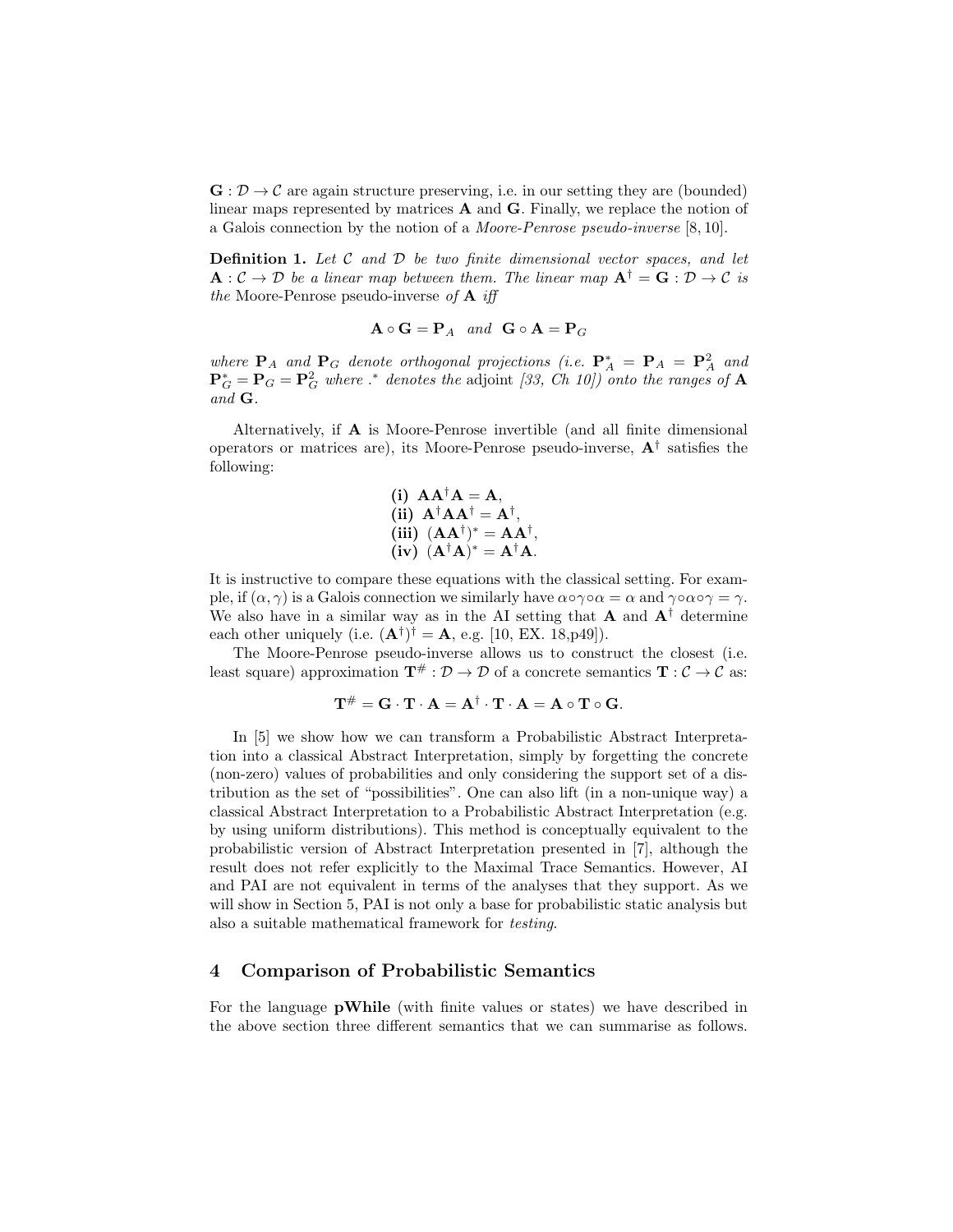$\mathbf{G} : \mathcal{D} \rightarrow \mathcal{C}$ are again structure preserving, i.e. in our setting they are (bounded) linear maps represented by matrices $\mathbf{A}$ and $\mathbf{G}$. Finally, we replace the notion of a Galois connection by the notion of a *Moore-Penrose pseudo-inverse* [8, 10].

**Definition 1.** *Let $\mathcal{C}$ and $\mathcal{D}$ be two finite dimensional vector spaces, and let $\mathbf{A} : \mathcal{C} \rightarrow \mathcal{D}$ be a linear map between them. The linear map $\mathbf{A}^\dagger = \mathbf{G} : \mathcal{D} \rightarrow \mathcal{C}$ is the* Moore-Penrose pseudo-inverse *of $\mathbf{A}$ iff*

$$\mathbf{A} \circ \mathbf{G} = \mathbf{P}_A \quad \text{and} \quad \mathbf{G} \circ \mathbf{A} = \mathbf{P}_G$$

*where $\mathbf{P}_A$ and $\mathbf{P}_G$ denote orthogonal projections (i.e. $\mathbf{P}_A^* = \mathbf{P}_A = \mathbf{P}_A^2$ and $\mathbf{P}_G^* = \mathbf{P}_G = \mathbf{P}_G^2$ where $.^*$ denotes the* adjoint *[33, Ch 10]) onto the ranges of $\mathbf{A}$ and $\mathbf{G}$.*

Alternatively, if $\mathbf{A}$ is Moore-Penrose invertible (and all finite dimensional operators or matrices are), its Moore-Penrose pseudo-inverse, $\mathbf{A}^\dagger$ satisfies the following:

$$\begin{aligned}
&\textbf{(i)}\ \mathbf{A}\mathbf{A}^\dagger\mathbf{A} = \mathbf{A},\\
&\textbf{(ii)}\ \mathbf{A}^\dagger\mathbf{A}\mathbf{A}^\dagger = \mathbf{A}^\dagger,\\
&\textbf{(iii)}\ (\mathbf{A}\mathbf{A}^\dagger)^* = \mathbf{A}\mathbf{A}^\dagger,\\
&\textbf{(iv)}\ (\mathbf{A}^\dagger\mathbf{A})^* = \mathbf{A}^\dagger\mathbf{A}.
\end{aligned}$$

It is instructive to compare these equations with the classical setting. For example, if $(\alpha, \gamma)$ is a Galois connection we similarly have $\alpha \circ \gamma \circ \alpha = \alpha$ and $\gamma \circ \alpha \circ \gamma = \gamma$. We also have in a similar way as in the AI setting that $\mathbf{A}$ and $\mathbf{A}^\dagger$ determine each other uniquely (i.e. $(\mathbf{A}^\dagger)^\dagger = \mathbf{A}$, e.g. [10, EX. 18,p49]).

The Moore-Penrose pseudo-inverse allows us to construct the closest (i.e. least square) approximation $\mathbf{T}^\# : \mathcal{D} \rightarrow \mathcal{D}$ of a concrete semantics $\mathbf{T} : \mathcal{C} \rightarrow \mathcal{C}$ as:

$$\mathbf{T}^\# = \mathbf{G} \cdot \mathbf{T} \cdot \mathbf{A} = \mathbf{A}^\dagger \cdot \mathbf{T} \cdot \mathbf{A} = \mathbf{A} \circ \mathbf{T} \circ \mathbf{G}.$$

In [5] we show how we can transform a Probabilistic Abstract Interpretation into a classical Abstract Interpretation, simply by forgetting the concrete (non-zero) values of probabilities and only considering the support set of a distribution as the set of "possibilities". One can also lift (in a non-unique way) a classical Abstract Interpretation to a Probabilistic Abstract Interpretation (e.g. by using uniform distributions). This method is conceptually equivalent to the probabilistic version of Abstract Interpretation presented in [7], although the result does not refer explicitly to the Maximal Trace Semantics. However, AI and PAI are not equivalent in terms of the analyses that they support. As we will show in Section 5, PAI is not only a base for probabilistic static analysis but also a suitable mathematical framework for *testing*.

## 4 Comparison of Probabilistic Semantics

For the language **pWhile** (with finite values or states) we have described in the above section three different semantics that we can summarise as follows.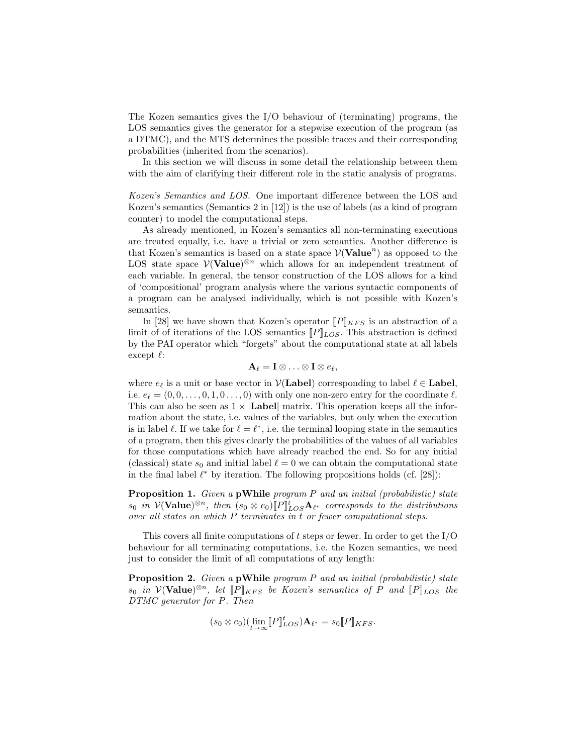The Kozen semantics gives the I/O behaviour of (terminating) programs, the LOS semantics gives the generator for a stepwise execution of the program (as a DTMC), and the MTS determines the possible traces and their corresponding probabilities (inherited from the scenarios).

In this section we will discuss in some detail the relationship between them with the aim of clarifying their different role in the static analysis of programs.

*Kozen's Semantics and LOS.* One important difference between the LOS and Kozen's semantics (Semantics 2 in [12]) is the use of labels (as a kind of program counter) to model the computational steps.

As already mentioned, in Kozen's semantics all non-terminating executions are treated equally, i.e. have a trivial or zero semantics. Another difference is that Kozen's semantics is based on a state space $\mathcal{V}(\mathbf{Value}^n)$ as opposed to the LOS state space $\mathcal{V}(\mathbf{Value})^{\otimes n}$ which allows for an independent treatment of each variable. In general, the tensor construction of the LOS allows for a kind of 'compositional' program analysis where the various syntactic components of a program can be analysed individually, which is not possible with Kozen's semantics.

In [28] we have shown that Kozen's operator $[\![P]\!]_{KFS}$ is an abstraction of a limit of of iterations of the LOS semantics $[\![P]\!]_{LOS}$. This abstraction is defined by the PAI operator which "forgets" about the computational state at all labels except $\ell$:

$$\mathbf{A}_\ell = \mathbf{I} \otimes \ldots \otimes \mathbf{I} \otimes e_\ell,$$

where $e_\ell$ is a unit or base vector in $\mathcal{V}(\mathbf{Label})$ corresponding to label $\ell \in \mathbf{Label}$, i.e. $e_\ell = (0, 0, \ldots, 0, 1, 0 \ldots, 0)$ with only one non-zero entry for the coordinate $\ell$. This can also be seen as $1 \times |\mathbf{Label}|$ matrix. This operation keeps all the information about the state, i.e. values of the variables, but only when the execution is in label $\ell$. If we take for $\ell = \ell^*$, i.e. the terminal looping state in the semantics of a program, then this gives clearly the probabilities of the values of all variables for those computations which have already reached the end. So for any initial (classical) state $s_0$ and initial label $\ell = 0$ we can obtain the computational state in the final label $\ell^*$ by iteration. The following propositions holds (cf. [28]):

**Proposition 1.** *Given a* **pWhile** *program $P$ and an initial (probabilistic) state $s_0$ in $\mathcal{V}(\mathbf{Value})^{\otimes n}$, then $(s_0 \otimes e_0)[\![P]\!]_{LOS}^t \mathbf{A}_{\ell^*}$ corresponds to the distributions over all states on which $P$ terminates in $t$ or fewer computational steps.*

This covers all finite computations of $t$ steps or fewer. In order to get the I/O behaviour for all terminating computations, i.e. the Kozen semantics, we need just to consider the limit of all computations of any length:

**Proposition 2.** *Given a* **pWhile** *program $P$ and an initial (probabilistic) state $s_0$ in $\mathcal{V}(\mathbf{Value})^{\otimes n}$, let $[\![P]\!]_{KFS}$ be Kozen's semantics of $P$ and $[\![P]\!]_{LOS}$ the DTMC generator for $P$. Then*

$$(s_0 \otimes e_0)(\lim_{t \to \infty} [\![P]\!]_{LOS}^t)\mathbf{A}_{\ell^*} = s_0[\![P]\!]_{KFS}.$$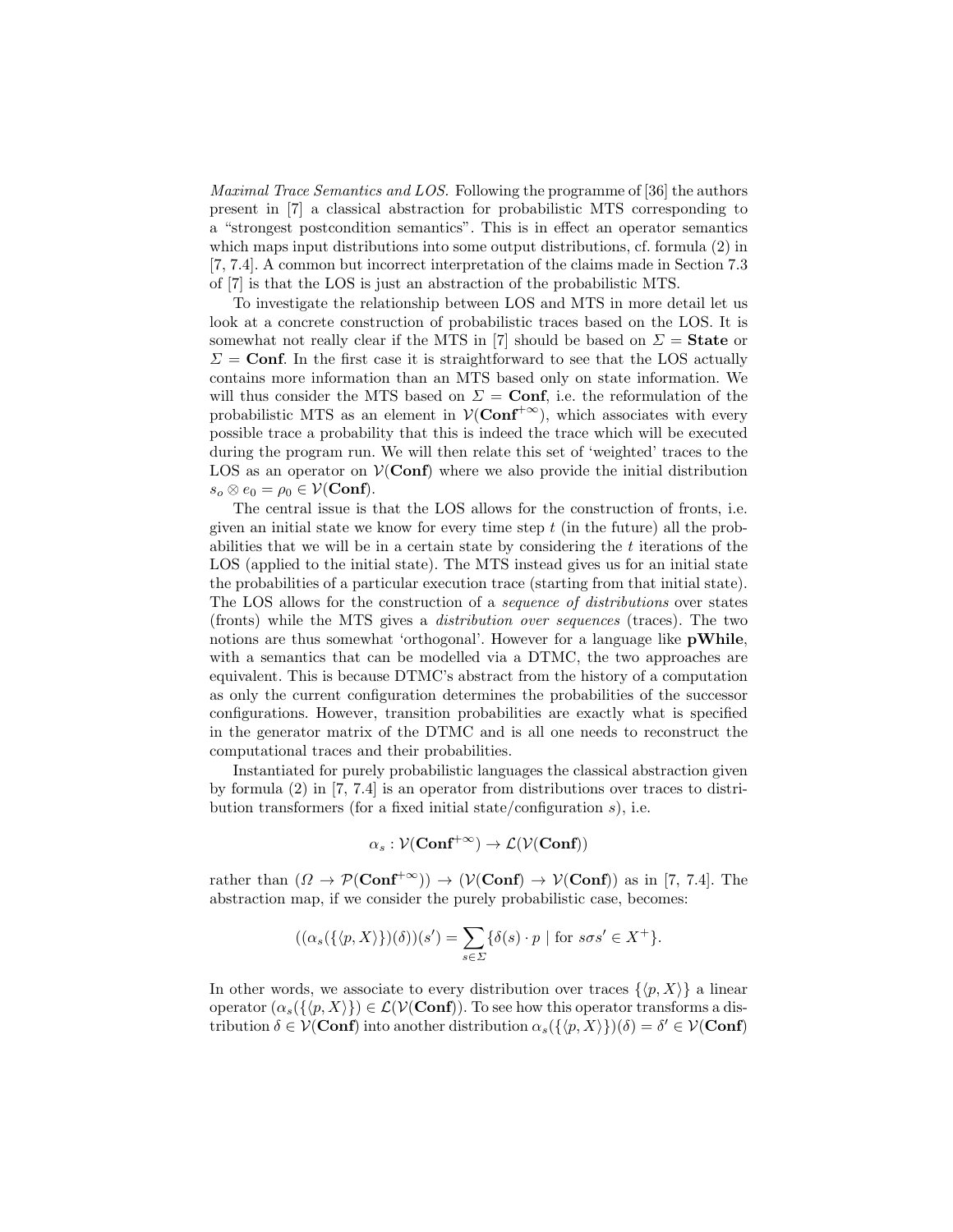*Maximal Trace Semantics and LOS.* Following the programme of [36] the authors present in [7] a classical abstraction for probabilistic MTS corresponding to a "strongest postcondition semantics". This is in effect an operator semantics which maps input distributions into some output distributions, cf. formula (2) in [7, 7.4]. A common but incorrect interpretation of the claims made in Section 7.3 of [7] is that the LOS is just an abstraction of the probabilistic MTS.

To investigate the relationship between LOS and MTS in more detail let us look at a concrete construction of probabilistic traces based on the LOS. It is somewhat not really clear if the MTS in [7] should be based on $\Sigma = \mathbf{State}$ or $\Sigma = \mathbf{Conf}$. In the first case it is straightforward to see that the LOS actually contains more information than an MTS based only on state information. We will thus consider the MTS based on $\Sigma = \mathbf{Conf}$, i.e. the reformulation of the probabilistic MTS as an element in $\mathcal{V}(\mathbf{Conf}^{+\infty})$, which associates with every possible trace a probability that this is indeed the trace which will be executed during the program run. We will then relate this set of 'weighted' traces to the LOS as an operator on $\mathcal{V}(\mathbf{Conf})$ where we also provide the initial distribution $s_o \otimes e_0 = \rho_0 \in \mathcal{V}(\mathbf{Conf})$.

The central issue is that the LOS allows for the construction of fronts, i.e. given an initial state we know for every time step $t$ (in the future) all the probabilities that we will be in a certain state by considering the $t$ iterations of the LOS (applied to the initial state). The MTS instead gives us for an initial state the probabilities of a particular execution trace (starting from that initial state). The LOS allows for the construction of a *sequence of distributions* over states (fronts) while the MTS gives a *distribution over sequences* (traces). The two notions are thus somewhat 'orthogonal'. However for a language like **pWhile**, with a semantics that can be modelled via a DTMC, the two approaches are equivalent. This is because DTMC's abstract from the history of a computation as only the current configuration determines the probabilities of the successor configurations. However, transition probabilities are exactly what is specified in the generator matrix of the DTMC and is all one needs to reconstruct the computational traces and their probabilities.

Instantiated for purely probabilistic languages the classical abstraction given by formula (2) in [7, 7.4] is an operator from distributions over traces to distribution transformers (for a fixed initial state/configuration $s$), i.e.

$$\alpha_s : \mathcal{V}(\mathbf{Conf}^{+\infty}) \to \mathcal{L}(\mathcal{V}(\mathbf{Conf}))$$

rather than $(\Omega \to \mathcal{P}(\mathbf{Conf}^{+\infty})) \to (\mathcal{V}(\mathbf{Conf}) \to \mathcal{V}(\mathbf{Conf}))$ as in [7, 7.4]. The abstraction map, if we consider the purely probabilistic case, becomes:

$$((\alpha_s(\{\langle p, X\rangle\})(\delta))(s') = \sum_{s\in\Sigma} \{\delta(s) \cdot p \mid \text{for } s\sigma s' \in X^+\}.$$

In other words, we associate to every distribution over traces $\{\langle p, X\rangle\}$ a linear operator $(\alpha_s(\{\langle p, X\rangle\}) \in \mathcal{L}(\mathcal{V}(\mathbf{Conf}))$. To see how this operator transforms a distribution $\delta \in \mathcal{V}(\mathbf{Conf})$ into another distribution $\alpha_s(\{\langle p, X\rangle\})(\delta) = \delta' \in \mathcal{V}(\mathbf{Conf})$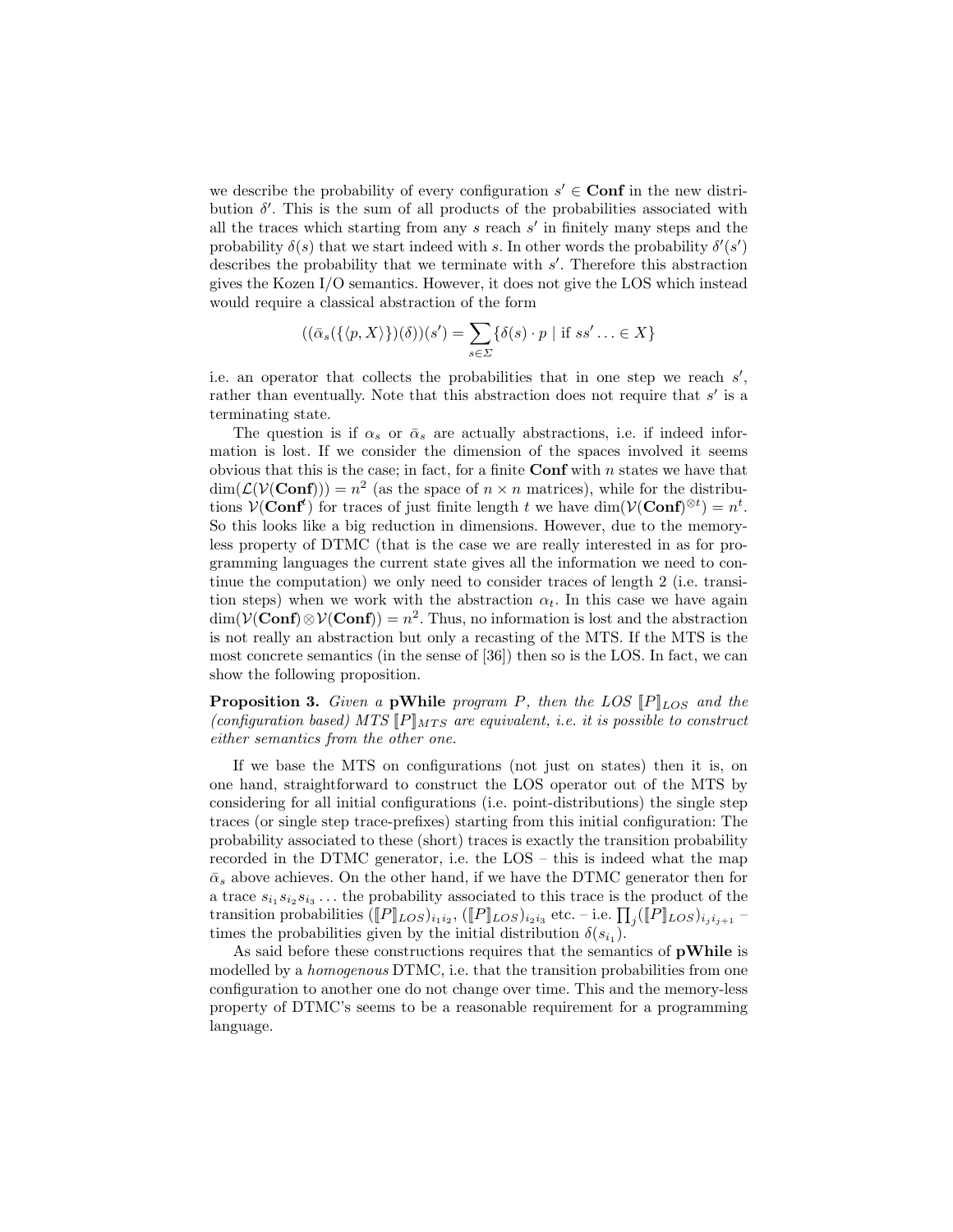we describe the probability of every configuration $s' \in \mathbf{Conf}$ in the new distribution $\delta'$. This is the sum of all products of the probabilities associated with all the traces which starting from any $s$ reach $s'$ in finitely many steps and the probability $\delta(s)$ that we start indeed with $s$. In other words the probability $\delta'(s')$ describes the probability that we terminate with $s'$. Therefore this abstraction gives the Kozen I/O semantics. However, it does not give the LOS which instead would require a classical abstraction of the form

$$((\bar{\alpha}_s(\{\langle p, X\rangle\})(\delta))(s') = \sum_{s \in \Sigma} \{\delta(s) \cdot p \mid \text{if } ss' \ldots \in X\}$$

i.e. an operator that collects the probabilities that in one step we reach $s'$, rather than eventually. Note that this abstraction does not require that $s'$ is a terminating state.

The question is if $\alpha_s$ or $\bar{\alpha}_s$ are actually abstractions, i.e. if indeed information is lost. If we consider the dimension of the spaces involved it seems obvious that this is the case; in fact, for a finite $\mathbf{Conf}$ with $n$ states we have that $\dim(\mathcal{L}(\mathcal{V}(\mathbf{Conf}))) = n^2$ (as the space of $n \times n$ matrices), while for the distributions $\mathcal{V}(\mathbf{Conf}^t)$ for traces of just finite length $t$ we have $\dim(\mathcal{V}(\mathbf{Conf})^{\otimes t}) = n^t$. So this looks like a big reduction in dimensions. However, due to the memoryless property of DTMC (that is the case we are really interested in as for programming languages the current state gives all the information we need to continue the computation) we only need to consider traces of length 2 (i.e. transition steps) when we work with the abstraction $\alpha_t$. In this case we have again $\dim(\mathcal{V}(\mathbf{Conf}) \otimes \mathcal{V}(\mathbf{Conf})) = n^2$. Thus, no information is lost and the abstraction is not really an abstraction but only a recasting of the MTS. If the MTS is the most concrete semantics (in the sense of [36]) then so is the LOS. In fact, we can show the following proposition.

**Proposition 3.** *Given a* **pWhile** *program* $P$*, then the LOS* $[\![P]\!]_{LOS}$ *and the (configuration based) MTS* $[\![P]\!]_{MTS}$ *are equivalent, i.e. it is possible to construct either semantics from the other one.*

If we base the MTS on configurations (not just on states) then it is, on one hand, straightforward to construct the LOS operator out of the MTS by considering for all initial configurations (i.e. point-distributions) the single step traces (or single step trace-prefixes) starting from this initial configuration: The probability associated to these (short) traces is exactly the transition probability recorded in the DTMC generator, i.e. the LOS – this is indeed what the map $\bar{\alpha}_s$ above achieves. On the other hand, if we have the DTMC generator then for a trace $s_{i_1}s_{i_2}s_{i_3}\ldots$ the probability associated to this trace is the product of the transition probabilities $([\![P]\!]_{LOS})_{i_1 i_2}$, $([\![P]\!]_{LOS})_{i_2 i_3}$ etc. – i.e. $\prod_j ([\![P]\!]_{LOS})_{i_j i_{j+1}}$ – times the probabilities given by the initial distribution $\delta(s_{i_1})$.

As said before these constructions requires that the semantics of **pWhile** is modelled by a *homogenous* DTMC, i.e. that the transition probabilities from one configuration to another one do not change over time. This and the memory-less property of DTMC's seems to be a reasonable requirement for a programming language.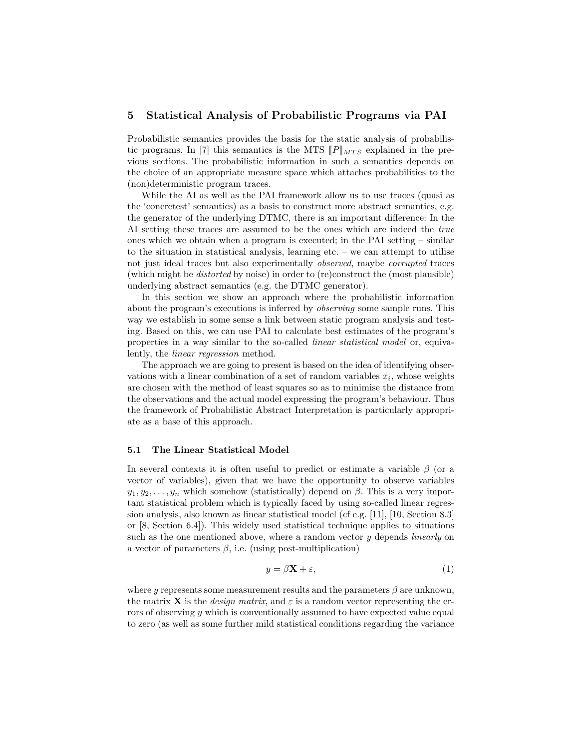## 5 Statistical Analysis of Probabilistic Programs via PAI

Probabilistic semantics provides the basis for the static analysis of probabilistic programs. In [7] this semantics is the MTS $[\![P]\!]_{MTS}$ explained in the previous sections. The probabilistic information in such a semantics depends on the choice of an appropriate measure space which attaches probabilities to the (non)deterministic program traces.

While the AI as well as the PAI framework allow us to use traces (quasi as the 'concretest' semantics) as a basis to construct more abstract semantics, e.g. the generator of the underlying DTMC, there is an important difference: In the AI setting these traces are assumed to be the ones which are indeed the *true* ones which we obtain when a program is executed; in the PAI setting – similar to the situation in statistical analysis, learning etc. – we can attempt to utilise not just ideal traces but also experimentally *observed*, maybe *corrupted* traces (which might be *distorted* by noise) in order to (re)construct the (most plausible) underlying abstract semantics (e.g. the DTMC generator).

In this section we show an approach where the probabilistic information about the program's executions is inferred by *observing* some sample runs. This way we establish in some sense a link between static program analysis and testing. Based on this, we can use PAI to calculate best estimates of the program's properties in a way similar to the so-called *linear statistical model* or, equivalently, the *linear regression* method.

The approach we are going to present is based on the idea of identifying observations with a linear combination of a set of random variables $x_i$, whose weights are chosen with the method of least squares so as to minimise the distance from the observations and the actual model expressing the program's behaviour. Thus the framework of Probabilistic Abstract Interpretation is particularly appropriate as a base of this approach.

### 5.1 The Linear Statistical Model

In several contexts it is often useful to predict or estimate a variable $\beta$ (or a vector of variables), given that we have the opportunity to observe variables $y_1, y_2, \ldots, y_n$ which somehow (statistically) depend on $\beta$. This is a very important statistical problem which is typically faced by using so-called linear regression analysis, also known as linear statistical model (cf e.g. [11], [10, Section 8.3] or [8, Section 6.4]). This widely used statistical technique applies to situations such as the one mentioned above, where a random vector $y$ depends *linearly* on a vector of parameters $\beta$, i.e. (using post-multiplication)

$$y = \beta \mathbf{X} + \varepsilon, \tag{1}$$

where $y$ represents some measurement results and the parameters $\beta$ are unknown, the matrix $\mathbf{X}$ is the *design matrix*, and $\varepsilon$ is a random vector representing the errors of observing $y$ which is conventionally assumed to have expected value equal to zero (as well as some further mild statistical conditions regarding the variance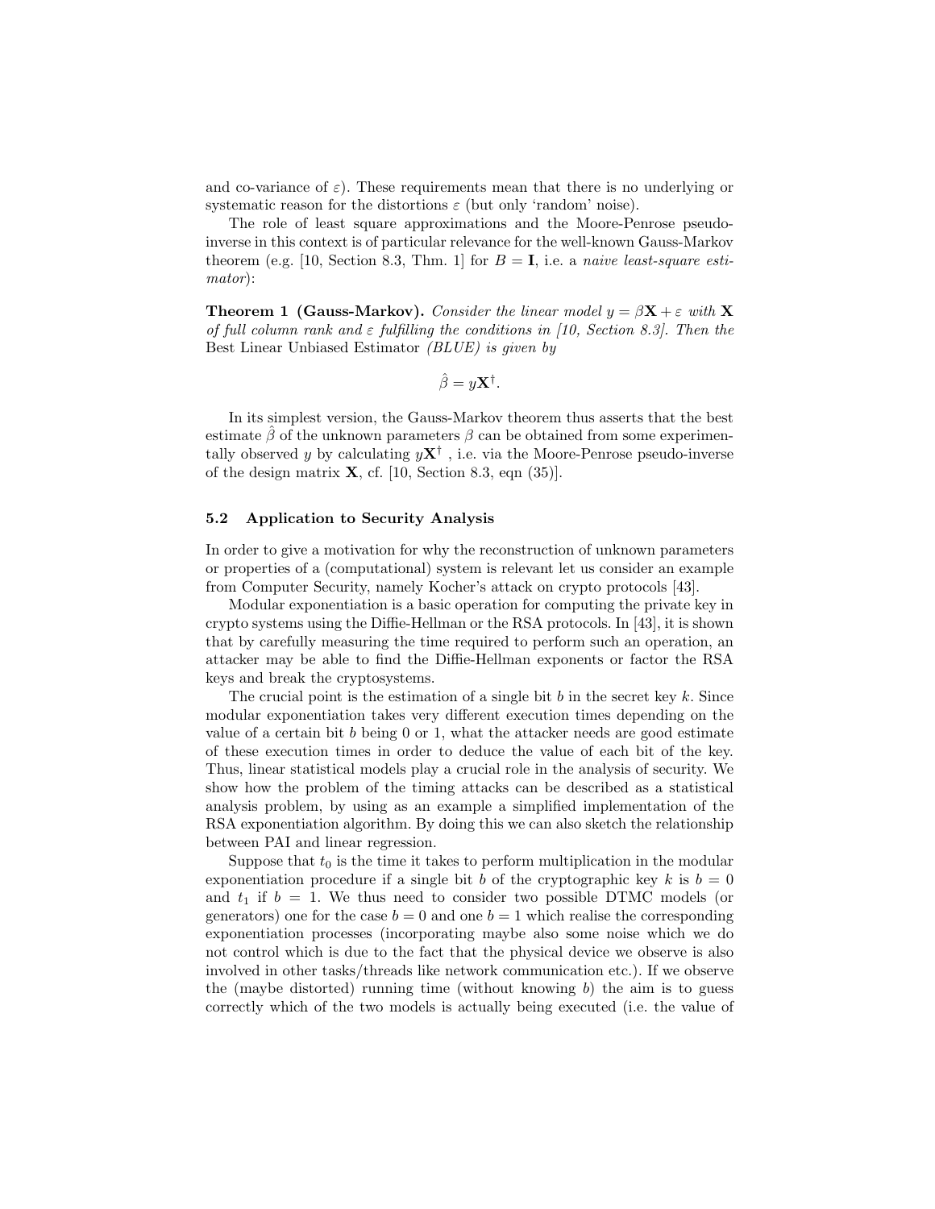and co-variance of $\varepsilon$). These requirements mean that there is no underlying or systematic reason for the distortions $\varepsilon$ (but only 'random' noise).

The role of least square approximations and the Moore-Penrose pseudo-inverse in this context is of particular relevance for the well-known Gauss-Markov theorem (e.g. [10, Section 8.3, Thm. 1] for $B = \mathbf{I}$, i.e. a *naive least-square estimator*):

**Theorem 1 (Gauss-Markov).** *Consider the linear model $y = \beta\mathbf{X} + \varepsilon$ with $\mathbf{X}$ of full column rank and $\varepsilon$ fulfilling the conditions in [10, Section 8.3]. Then the* Best Linear Unbiased Estimator *(BLUE) is given by*

$$\hat{\beta} = y\mathbf{X}^{\dagger}.$$

In its simplest version, the Gauss-Markov theorem thus asserts that the best estimate $\hat{\beta}$ of the unknown parameters $\beta$ can be obtained from some experimentally observed $y$ by calculating $y\mathbf{X}^{\dagger}$ , i.e. via the Moore-Penrose pseudo-inverse of the design matrix $\mathbf{X}$, cf. [10, Section 8.3, eqn (35)].

### 5.2 Application to Security Analysis

In order to give a motivation for why the reconstruction of unknown parameters or properties of a (computational) system is relevant let us consider an example from Computer Security, namely Kocher's attack on crypto protocols [43].

Modular exponentiation is a basic operation for computing the private key in crypto systems using the Diffie-Hellman or the RSA protocols. In [43], it is shown that by carefully measuring the time required to perform such an operation, an attacker may be able to find the Diffie-Hellman exponents or factor the RSA keys and break the cryptosystems.

The crucial point is the estimation of a single bit $b$ in the secret key $k$. Since modular exponentiation takes very different execution times depending on the value of a certain bit $b$ being 0 or 1, what the attacker needs are good estimate of these execution times in order to deduce the value of each bit of the key. Thus, linear statistical models play a crucial role in the analysis of security. We show how the problem of the timing attacks can be described as a statistical analysis problem, by using as an example a simplified implementation of the RSA exponentiation algorithm. By doing this we can also sketch the relationship between PAI and linear regression.

Suppose that $t_0$ is the time it takes to perform multiplication in the modular exponentiation procedure if a single bit $b$ of the cryptographic key $k$ is $b = 0$ and $t_1$ if $b = 1$. We thus need to consider two possible DTMC models (or generators) one for the case $b = 0$ and one $b = 1$ which realise the corresponding exponentiation processes (incorporating maybe also some noise which we do not control which is due to the fact that the physical device we observe is also involved in other tasks/threads like network communication etc.). If we observe the (maybe distorted) running time (without knowing $b$) the aim is to guess correctly which of the two models is actually being executed (i.e. the value of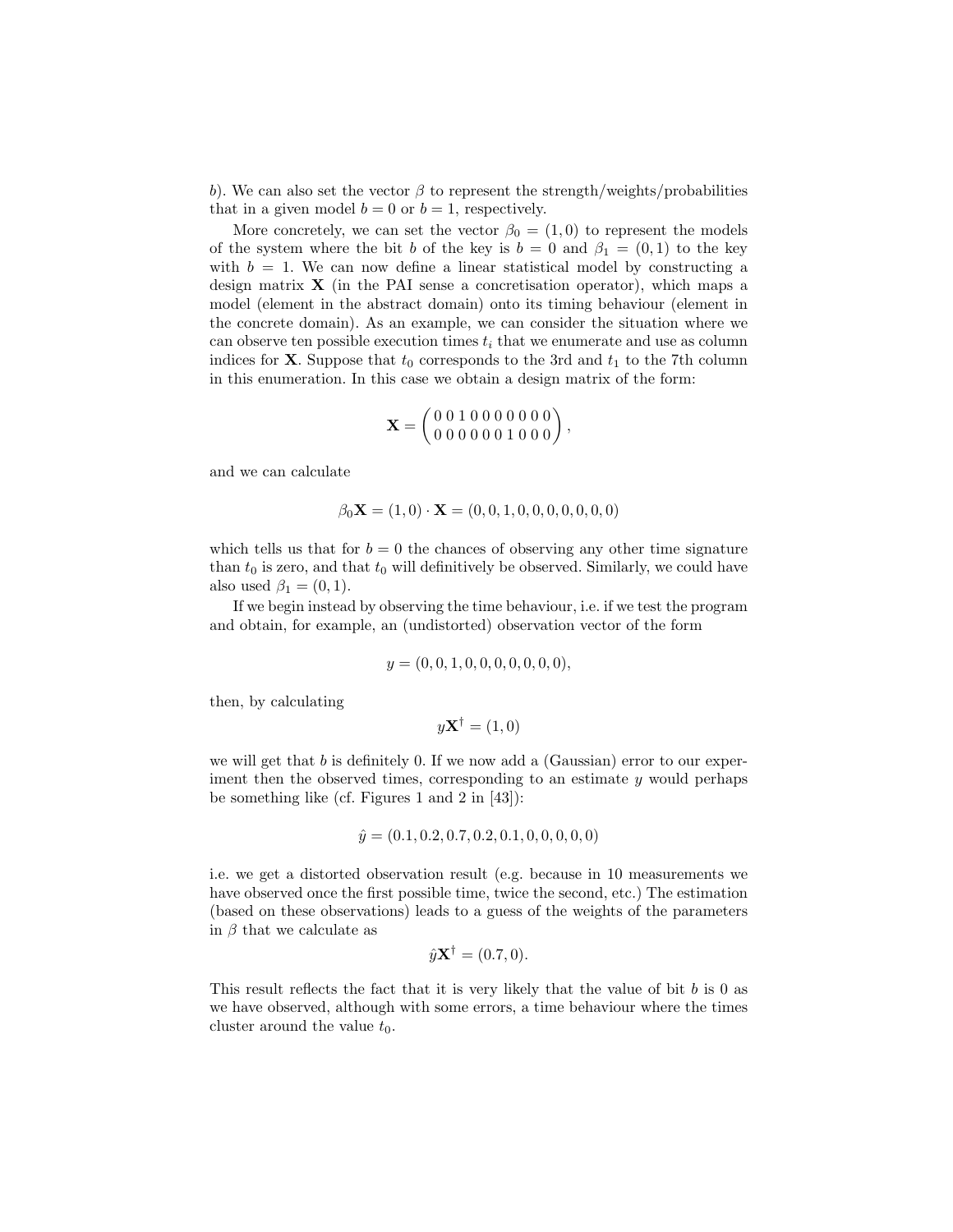$b$). We can also set the vector $\beta$ to represent the strength/weights/probabilities that in a given model $b = 0$ or $b = 1$, respectively.

More concretely, we can set the vector $\beta_0 = (1, 0)$ to represent the models of the system where the bit $b$ of the key is $b = 0$ and $\beta_1 = (0, 1)$ to the key with $b = 1$. We can now define a linear statistical model by constructing a design matrix $\mathbf{X}$ (in the PAI sense a concretisation operator), which maps a model (element in the abstract domain) onto its timing behaviour (element in the concrete domain). As an example, we can consider the situation where we can observe ten possible execution times $t_i$ that we enumerate and use as column indices for $\mathbf{X}$. Suppose that $t_0$ corresponds to the 3rd and $t_1$ to the 7th column in this enumeration. In this case we obtain a design matrix of the form:

$$\mathbf{X} = \begin{pmatrix} 0\,0\,1\,0\,0\,0\,0\,0\,0\,0 \\ 0\,0\,0\,0\,0\,0\,1\,0\,0\,0 \end{pmatrix},$$

and we can calculate

$$\beta_0 \mathbf{X} = (1, 0) \cdot \mathbf{X} = (0, 0, 1, 0, 0, 0, 0, 0, 0, 0)$$

which tells us that for $b = 0$ the chances of observing any other time signature than $t_0$ is zero, and that $t_0$ will definitively be observed. Similarly, we could have also used $\beta_1 = (0, 1)$.

If we begin instead by observing the time behaviour, i.e. if we test the program and obtain, for example, an (undistorted) observation vector of the form

$$y = (0, 0, 1, 0, 0, 0, 0, 0, 0, 0),$$

then, by calculating

$$y\mathbf{X}^{\dagger} = (1, 0)$$

we will get that $b$ is definitely 0. If we now add a (Gaussian) error to our experiment then the observed times, corresponding to an estimate $y$ would perhaps be something like (cf. Figures 1 and 2 in [43]):

$$\hat{y} = (0.1, 0.2, 0.7, 0.2, 0.1, 0, 0, 0, 0, 0)$$

i.e. we get a distorted observation result (e.g. because in 10 measurements we have observed once the first possible time, twice the second, etc.) The estimation (based on these observations) leads to a guess of the weights of the parameters in $\beta$ that we calculate as

$$\hat{y}\mathbf{X}^{\dagger} = (0.7, 0).$$

This result reflects the fact that it is very likely that the value of bit $b$ is 0 as we have observed, although with some errors, a time behaviour where the times cluster around the value $t_0$.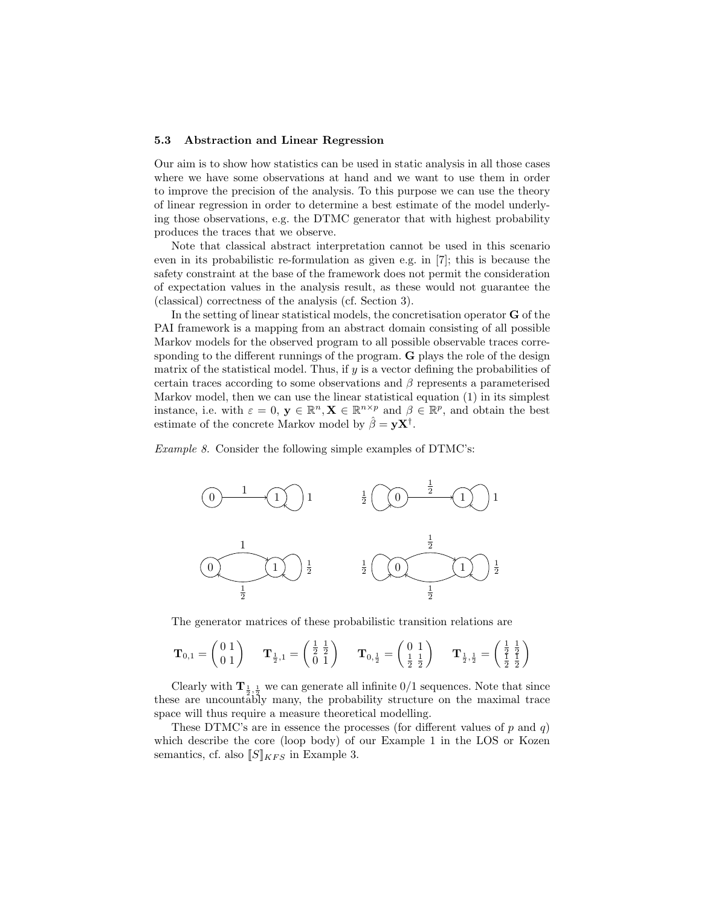### 5.3 Abstraction and Linear Regression

Our aim is to show how statistics can be used in static analysis in all those cases where we have some observations at hand and we want to use them in order to improve the precision of the analysis. To this purpose we can use the theory of linear regression in order to determine a best estimate of the model underlying those observations, e.g. the DTMC generator that with highest probability produces the traces that we observe.

Note that classical abstract interpretation cannot be used in this scenario even in its probabilistic re-formulation as given e.g. in [7]; this is because the safety constraint at the base of the framework does not permit the consideration of expectation values in the analysis result, as these would not guarantee the (classical) correctness of the analysis (cf. Section 3).

In the setting of linear statistical models, the concretisation operator $\mathbf{G}$ of the PAI framework is a mapping from an abstract domain consisting of all possible Markov models for the observed program to all possible observable traces corresponding to the different runnings of the program. $\mathbf{G}$ plays the role of the design matrix of the statistical model. Thus, if $y$ is a vector defining the probabilities of certain traces according to some observations and $\beta$ represents a parameterised Markov model, then we can use the linear statistical equation (1) in its simplest instance, i.e. with $\varepsilon = 0$, $\mathbf{y} \in \mathbb{R}^n, \mathbf{X} \in \mathbb{R}^{n \times p}$ and $\beta \in \mathbb{R}^p$, and obtain the best estimate of the concrete Markov model by $\hat{\beta} = \mathbf{y}\mathbf{X}^\dagger$.

*Example 8.* Consider the following simple examples of DTMC's:

The generator matrices of these probabilistic transition relations are

$$\mathbf{T}_{0,1} = \begin{pmatrix} 0 & 1 \\ 0 & 1 \end{pmatrix} \quad \mathbf{T}_{\frac{1}{2},1} = \begin{pmatrix} \frac{1}{2} & \frac{1}{2} \\ 0 & 1 \end{pmatrix} \quad \mathbf{T}_{0,\frac{1}{2}} = \begin{pmatrix} 0 & 1 \\ \frac{1}{2} & \frac{1}{2} \end{pmatrix} \quad \mathbf{T}_{\frac{1}{2},\frac{1}{2}} = \begin{pmatrix} \frac{1}{2} & \frac{1}{2} \\ \frac{1}{2} & \frac{1}{2} \end{pmatrix}$$

Clearly with $\mathbf{T}_{\frac{1}{2},\frac{1}{2}}$ we can generate all infinite 0/1 sequences. Note that since these are uncountably many, the probability structure on the maximal trace space will thus require a measure theoretical modelling.

These DTMC's are in essence the processes (for different values of $p$ and $q$) which describe the core (loop body) of our Example 1 in the LOS or Kozen semantics, cf. also $[\![S]\!]_{KFS}$ in Example 3.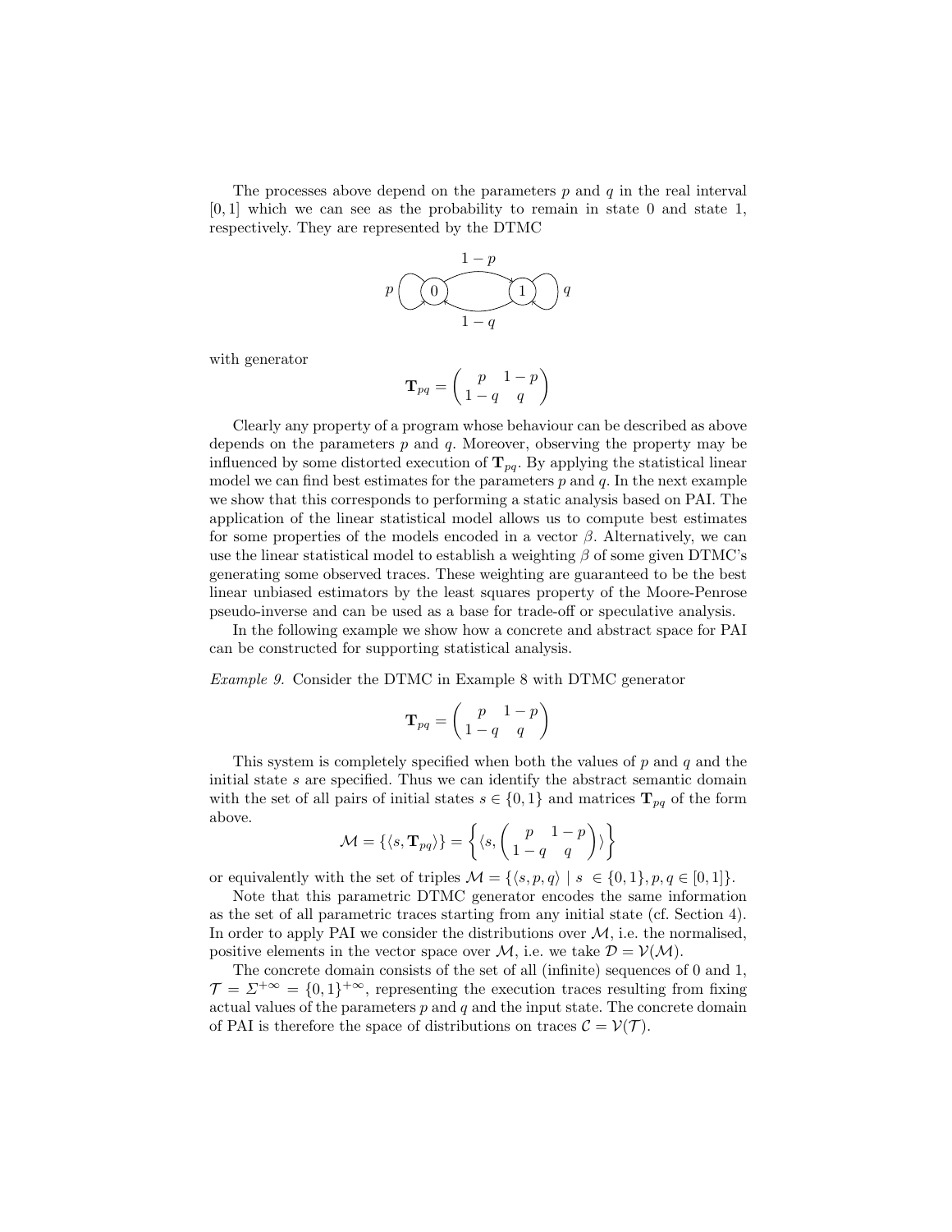The processes above depend on the parameters $p$ and $q$ in the real interval $[0, 1]$ which we can see as the probability to remain in state 0 and state 1, respectively. They are represented by the DTMC

$$p \circlearrowleft (0) \underset{1-q}{\overset{1-p}{\rightleftarrows}} (1) \circlearrowright q$$

with generator

$$\mathbf{T}_{pq} = \begin{pmatrix} p & 1-p \\ 1-q & q \end{pmatrix}$$

Clearly any property of a program whose behaviour can be described as above depends on the parameters $p$ and $q$. Moreover, observing the property may be influenced by some distorted execution of $\mathbf{T}_{pq}$. By applying the statistical linear model we can find best estimates for the parameters $p$ and $q$. In the next example we show that this corresponds to performing a static analysis based on PAI. The application of the linear statistical model allows us to compute best estimates for some properties of the models encoded in a vector $\beta$. Alternatively, we can use the linear statistical model to establish a weighting $\beta$ of some given DTMC's generating some observed traces. These weighting are guaranteed to be the best linear unbiased estimators by the least squares property of the Moore-Penrose pseudo-inverse and can be used as a base for trade-off or speculative analysis.

In the following example we show how a concrete and abstract space for PAI can be constructed for supporting statistical analysis.

*Example 9.* Consider the DTMC in Example 8 with DTMC generator

$$\mathbf{T}_{pq} = \begin{pmatrix} p & 1-p \\ 1-q & q \end{pmatrix}$$

This system is completely specified when both the values of $p$ and $q$ and the initial state $s$ are specified. Thus we can identify the abstract semantic domain with the set of all pairs of initial states $s \in \{0, 1\}$ and matrices $\mathbf{T}_{pq}$ of the form above.

$$\mathcal{M} = \{\langle s, \mathbf{T}_{pq} \rangle\} = \left\{ \langle s, \begin{pmatrix} p & 1-p \\ 1-q & q \end{pmatrix} \rangle \right\}$$

or equivalently with the set of triples $\mathcal{M} = \{\langle s, p, q \rangle \mid s \in \{0, 1\}, p, q \in [0, 1]\}$.

Note that this parametric DTMC generator encodes the same information as the set of all parametric traces starting from any initial state (cf. Section 4). In order to apply PAI we consider the distributions over $\mathcal{M}$, i.e. the normalised, positive elements in the vector space over $\mathcal{M}$, i.e. we take $\mathcal{D} = \mathcal{V}(\mathcal{M})$.

The concrete domain consists of the set of all (infinite) sequences of 0 and 1, $\mathcal{T} = \Sigma^{+\infty} = \{0, 1\}^{+\infty}$, representing the execution traces resulting from fixing actual values of the parameters $p$ and $q$ and the input state. The concrete domain of PAI is therefore the space of distributions on traces $\mathcal{C} = \mathcal{V}(\mathcal{T})$.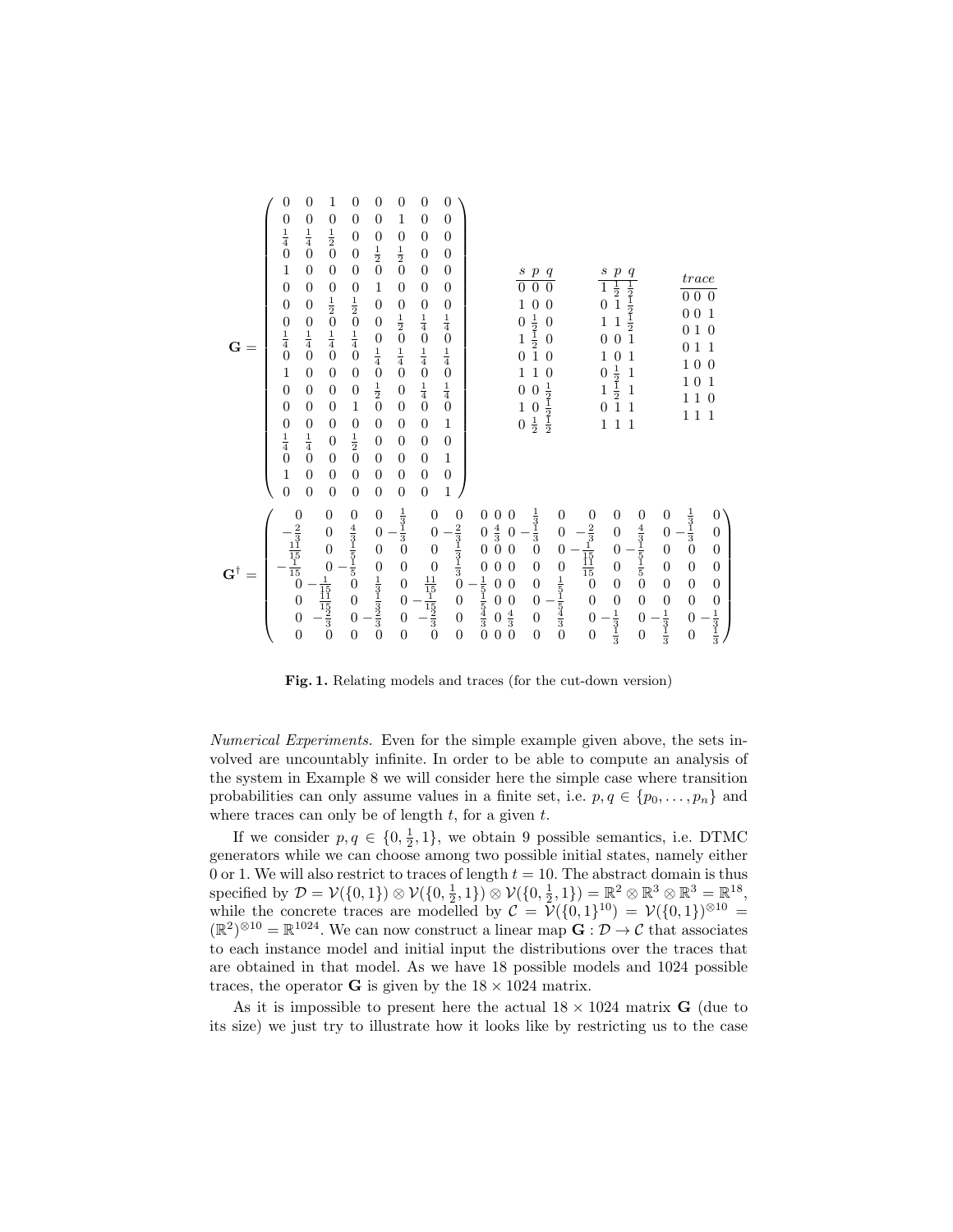$$
\mathbf{G} = \begin{pmatrix}
0 & 0 & 1 & 0 & 0 & 0 & 0 & 0 \\
0 & 0 & 0 & 0 & 0 & 1 & 0 & 0 \\
\frac{1}{4} & \frac{1}{4} & \frac{1}{2} & 0 & 0 & 0 & 0 & 0 \\
0 & 0 & 0 & 0 & \frac{1}{2} & \frac{1}{2} & 0 & 0 \\
1 & 0 & 0 & 0 & 0 & 0 & 0 & 0 \\
0 & 0 & 0 & 0 & 1 & 0 & 0 & 0 \\
0 & 0 & \frac{1}{2} & \frac{1}{2} & 0 & 0 & 0 & 0 \\
0 & 0 & 0 & 0 & 0 & \frac{1}{2} & \frac{1}{4} & \frac{1}{4} \\
\frac{1}{4} & \frac{1}{4} & \frac{1}{4} & \frac{1}{4} & 0 & 0 & 0 & 0 \\
0 & 0 & 0 & 0 & \frac{1}{4} & \frac{1}{4} & \frac{1}{4} & \frac{1}{4} \\
1 & 0 & 0 & 0 & 0 & 0 & 0 & 0 \\
0 & 0 & 0 & 0 & \frac{1}{2} & 0 & \frac{1}{4} & \frac{1}{4} \\
0 & 0 & 0 & 1 & 0 & 0 & 0 & 0 \\
0 & 0 & 0 & 0 & 0 & 0 & 0 & 1 \\
\frac{1}{4} & \frac{1}{4} & 0 & \frac{1}{2} & 0 & 0 & 0 & 0 \\
0 & 0 & 0 & 0 & 0 & 0 & 0 & 1 \\
1 & 0 & 0 & 0 & 0 & 0 & 0 & 0 \\
0 & 0 & 0 & 0 & 0 & 0 & 0 & 1
\end{pmatrix}
$$

| $s$ | $p$ | $q$ |
|---|---|---|
| 0 | 0 | 0 |
| 1 | 0 | 0 |
| 0 | $\frac{1}{2}$ | 0 |
| 1 | $\frac{1}{2}$ | 0 |
| 0 | 1 | 0 |
| 1 | 1 | 0 |
| 0 | 0 | $\frac{1}{2}$ |
| 1 | 0 | $\frac{1}{2}$ |
| 0 | $\frac{1}{2}$ | $\frac{1}{2}$ |

| $s$ | $p$ | $q$ |
|---|---|---|
| 1 | $\frac{1}{2}$ | $\frac{1}{2}$ |
| 0 | 1 | $\frac{1}{2}$ |
| 1 | 1 | $\frac{1}{2}$ |
| 0 | 0 | 1 |
| 1 | 0 | 1 |
| 0 | $\frac{1}{2}$ | 1 |
| 1 | $\frac{1}{2}$ | 1 |
| 0 | 1 | 1 |
| 1 | 1 | 1 |

| *trace* |
|---|
| 0 0 0 |
| 0 0 1 |
| 0 1 0 |
| 0 1 1 |
| 1 0 0 |
| 1 0 1 |
| 1 1 0 |
| 1 1 1 |

$$
\mathbf{G}^{\dagger} = \begin{pmatrix}
0 & 0 & 0 & 0 & \frac{1}{3} & 0 & 0 & 0 & 0 & 0 & \frac{1}{3} & 0 & 0 & 0 & 0 & 0 & \frac{1}{3} & 0 \\
-\frac{2}{3} & 0 & \frac{4}{3} & 0 & -\frac{1}{3} & 0 & -\frac{2}{3} & 0 & \frac{4}{3} & 0 & -\frac{1}{3} & 0 & -\frac{2}{3} & 0 & \frac{4}{3} & 0 & -\frac{1}{3} & 0 \\
\frac{11}{15} & 0 & \frac{1}{5} & 0 & 0 & 0 & \frac{1}{3} & 0 & 0 & 0 & 0 & 0 & -\frac{1}{15} & 0 & -\frac{1}{5} & 0 & 0 & 0 \\
-\frac{1}{15} & 0 & -\frac{1}{5} & 0 & 0 & 0 & \frac{1}{3} & 0 & 0 & 0 & 0 & 0 & \frac{11}{15} & 0 & \frac{1}{5} & 0 & 0 & 0 \\
0 & -\frac{1}{15} & 0 & \frac{1}{3} & 0 & \frac{11}{15} & 0 & -\frac{1}{5} & 0 & 0 & 0 & \frac{1}{5} & 0 & 0 & 0 & 0 & 0 & 0 \\
0 & \frac{11}{15} & 0 & \frac{1}{3} & 0 & -\frac{1}{15} & 0 & \frac{1}{5} & 0 & 0 & 0 & -\frac{1}{5} & 0 & 0 & 0 & 0 & 0 & 0 \\
0 & -\frac{2}{3} & 0 & -\frac{2}{3} & 0 & -\frac{2}{3} & 0 & \frac{4}{3} & 0 & \frac{4}{3} & 0 & \frac{4}{3} & 0 & -\frac{1}{3} & 0 & -\frac{1}{3} & 0 & -\frac{1}{3} \\
0 & 0 & 0 & 0 & 0 & 0 & 0 & 0 & 0 & 0 & 0 & 0 & 0 & \frac{1}{3} & 0 & \frac{1}{3} & 0 & \frac{1}{3}
\end{pmatrix}
$$

**Fig. 1.** Relating models and traces (for the cut-down version)

*Numerical Experiments.* Even for the simple example given above, the sets involved are uncountably infinite. In order to be able to compute an analysis of the system in Example 8 we will consider here the simple case where transition probabilities can only assume values in a finite set, i.e. $p, q \in \{p_0, \ldots, p_n\}$ and where traces can only be of length $t$, for a given $t$.

If we consider $p, q \in \{0, \frac{1}{2}, 1\}$, we obtain 9 possible semantics, i.e. DTMC generators while we can choose among two possible initial states, namely either 0 or 1. We will also restrict to traces of length $t = 10$. The abstract domain is thus specified by $\mathcal{D} = \mathcal{V}(\{0,1\}) \otimes \mathcal{V}(\{0, \frac{1}{2}, 1\}) \otimes \mathcal{V}(\{0, \frac{1}{2}, 1\}) = \mathbb{R}^2 \otimes \mathbb{R}^3 \otimes \mathbb{R}^3 = \mathbb{R}^{18}$, while the concrete traces are modelled by $\mathcal{C} = \mathcal{V}(\{0,1\}^{10}) = \mathcal{V}(\{0,1\})^{\otimes 10} = (\mathbb{R}^2)^{\otimes 10} = \mathbb{R}^{1024}$. We can now construct a linear map $\mathbf{G} : \mathcal{D} \to \mathcal{C}$ that associates to each instance model and initial input the distributions over the traces that are obtained in that model. As we have 18 possible models and 1024 possible traces, the operator $\mathbf{G}$ is given by the $18 \times 1024$ matrix.

As it is impossible to present here the actual $18 \times 1024$ matrix $\mathbf{G}$ (due to its size) we just try to illustrate how it looks like by restricting us to the case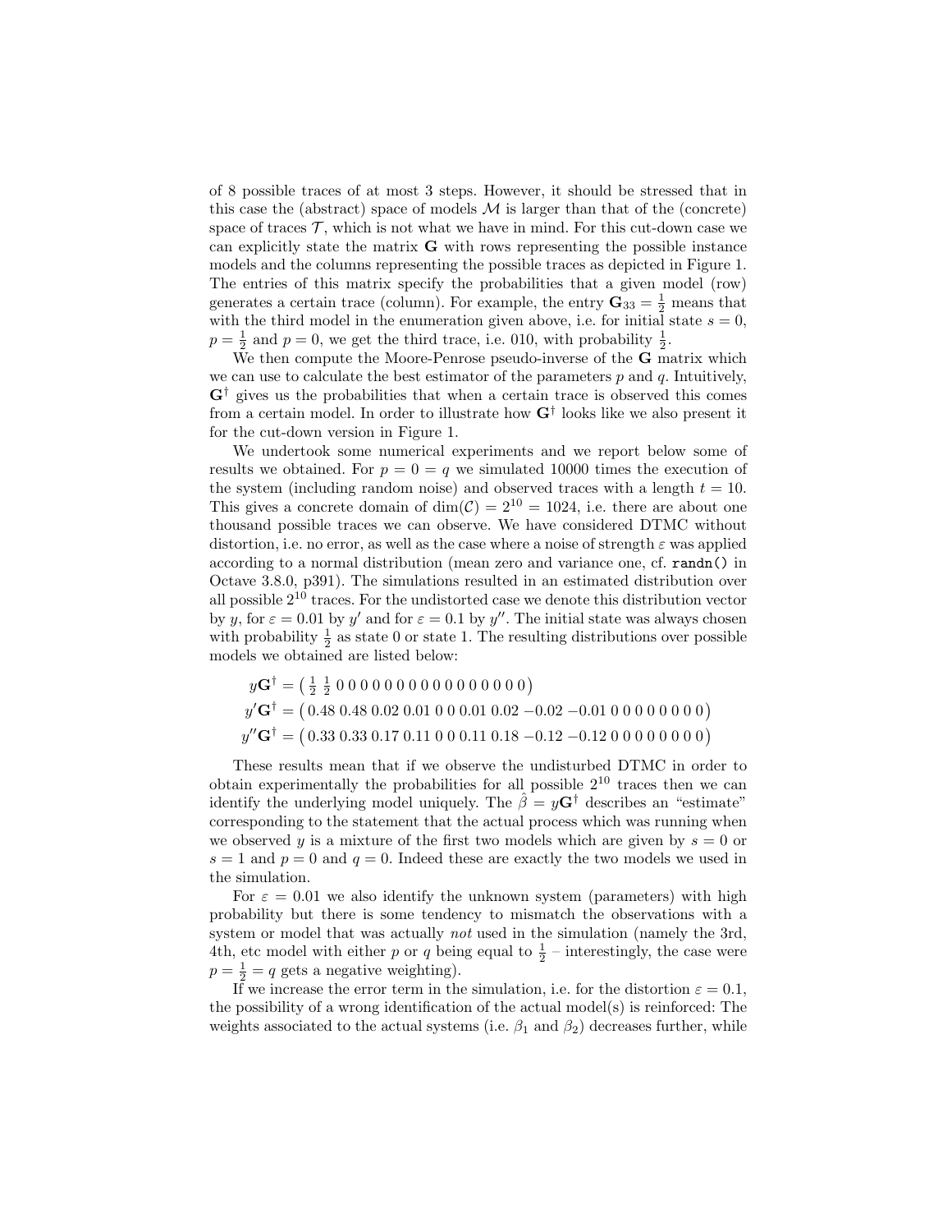of 8 possible traces of at most 3 steps. However, it should be stressed that in this case the (abstract) space of models $\mathcal{M}$ is larger than that of the (concrete) space of traces $\mathcal{T}$, which is not what we have in mind. For this cut-down case we can explicitly state the matrix $\mathbf{G}$ with rows representing the possible instance models and the columns representing the possible traces as depicted in Figure 1. The entries of this matrix specify the probabilities that a given model (row) generates a certain trace (column). For example, the entry $\mathbf{G}_{33} = \frac{1}{2}$ means that with the third model in the enumeration given above, i.e. for initial state $s = 0$, $p = \frac{1}{2}$ and $p = 0$, we get the third trace, i.e. 010, with probability $\frac{1}{2}$.

We then compute the Moore-Penrose pseudo-inverse of the $\mathbf{G}$ matrix which we can use to calculate the best estimator of the parameters $p$ and $q$. Intuitively, $\mathbf{G}^\dagger$ gives us the probabilities that when a certain trace is observed this comes from a certain model. In order to illustrate how $\mathbf{G}^\dagger$ looks like we also present it for the cut-down version in Figure 1.

We undertook some numerical experiments and we report below some of results we obtained. For $p = 0 = q$ we simulated 10000 times the execution of the system (including random noise) and observed traces with a length $t = 10$. This gives a concrete domain of $\dim(\mathcal{C}) = 2^{10} = 1024$, i.e. there are about one thousand possible traces we can observe. We have considered DTMC without distortion, i.e. no error, as well as the case where a noise of strength $\varepsilon$ was applied according to a normal distribution (mean zero and variance one, cf. `randn()` in Octave 3.8.0, p391). The simulations resulted in an estimated distribution over all possible $2^{10}$ traces. For the undistorted case we denote this distribution vector by $y$, for $\varepsilon = 0.01$ by $y'$ and for $\varepsilon = 0.1$ by $y''$. The initial state was always chosen with probability $\frac{1}{2}$ as state 0 or state 1. The resulting distributions over possible models we obtained are listed below:

$$y\mathbf{G}^\dagger = \left( \tfrac{1}{2}\ \tfrac{1}{2}\ 0\ 0\ 0\ 0\ 0\ 0\ 0\ 0\ 0\ 0\ 0\ 0\ 0\ 0\ 0\ 0 \right)$$

$$y'\mathbf{G}^\dagger = \left( 0.48\ 0.48\ 0.02\ 0.01\ 0\ 0\ 0.01\ 0.02\ {-0.02}\ {-0.01}\ 0\ 0\ 0\ 0\ 0\ 0\ 0\ 0 \right)$$

$$y''\mathbf{G}^\dagger = \left( 0.33\ 0.33\ 0.17\ 0.11\ 0\ 0\ 0.11\ 0.18\ {-0.12}\ {-0.12}\ 0\ 0\ 0\ 0\ 0\ 0\ 0\ 0 \right)$$

These results mean that if we observe the undisturbed DTMC in order to obtain experimentally the probabilities for all possible $2^{10}$ traces then we can identify the underlying model uniquely. The $\hat{\beta} = y\mathbf{G}^\dagger$ describes an "estimate" corresponding to the statement that the actual process which was running when we observed $y$ is a mixture of the first two models which are given by $s = 0$ or $s = 1$ and $p = 0$ and $q = 0$. Indeed these are exactly the two models we used in the simulation.

For $\varepsilon = 0.01$ we also identify the unknown system (parameters) with high probability but there is some tendency to mismatch the observations with a system or model that was actually *not* used in the simulation (namely the 3rd, 4th, etc model with either $p$ or $q$ being equal to $\frac{1}{2}$ – interestingly, the case were $p = \frac{1}{2} = q$ gets a negative weighting).

If we increase the error term in the simulation, i.e. for the distortion $\varepsilon = 0.1$, the possibility of a wrong identification of the actual model(s) is reinforced: The weights associated to the actual systems (i.e. $\beta_1$ and $\beta_2$) decreases further, while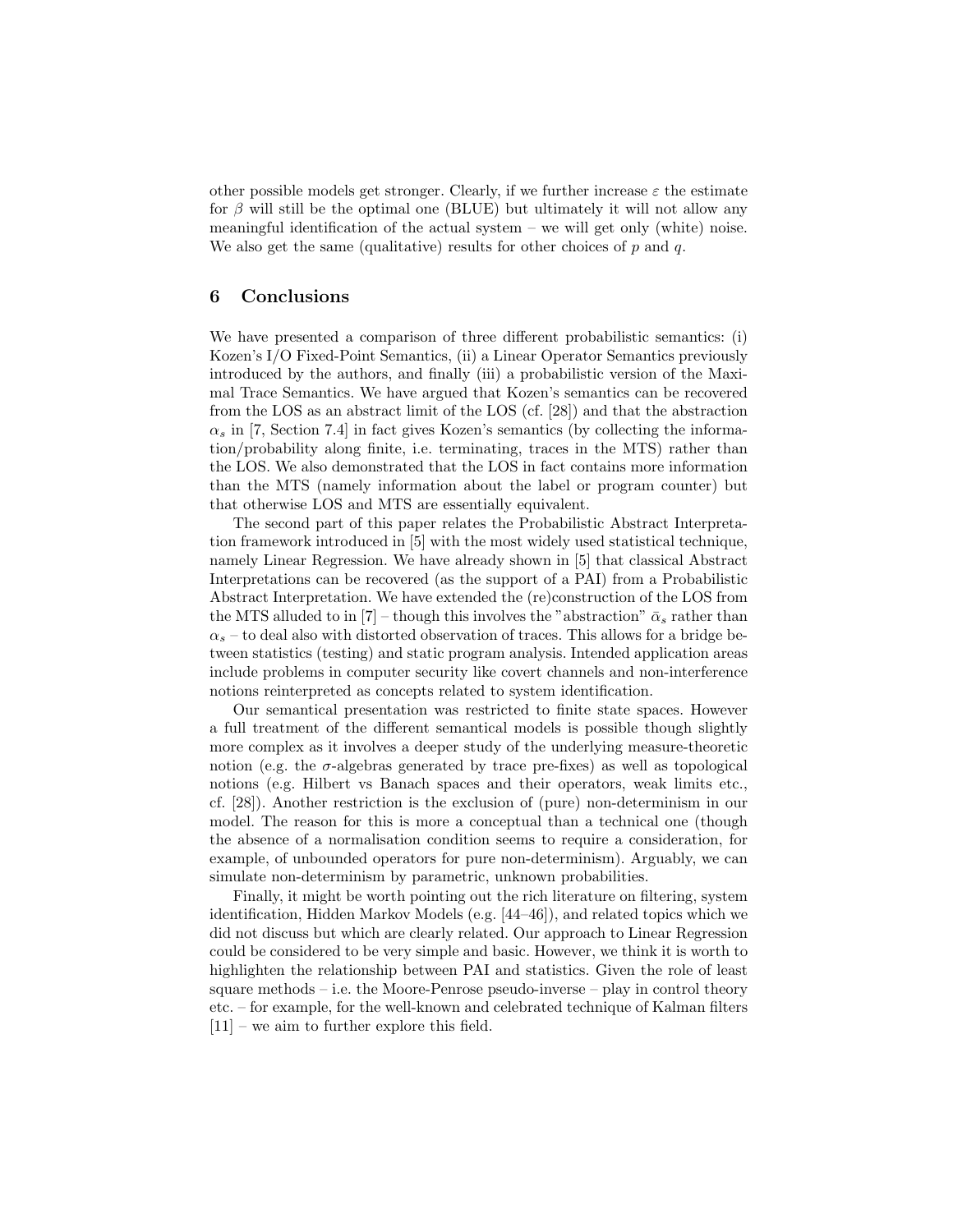other possible models get stronger. Clearly, if we further increase $\varepsilon$ the estimate for $\beta$ will still be the optimal one (BLUE) but ultimately it will not allow any meaningful identification of the actual system – we will get only (white) noise. We also get the same (qualitative) results for other choices of $p$ and $q$.

## 6 Conclusions

We have presented a comparison of three different probabilistic semantics: (i) Kozen's I/O Fixed-Point Semantics, (ii) a Linear Operator Semantics previously introduced by the authors, and finally (iii) a probabilistic version of the Maximal Trace Semantics. We have argued that Kozen's semantics can be recovered from the LOS as an abstract limit of the LOS (cf. [28]) and that the abstraction $\alpha_s$ in [7, Section 7.4] in fact gives Kozen's semantics (by collecting the information/probability along finite, i.e. terminating, traces in the MTS) rather than the LOS. We also demonstrated that the LOS in fact contains more information than the MTS (namely information about the label or program counter) but that otherwise LOS and MTS are essentially equivalent.

The second part of this paper relates the Probabilistic Abstract Interpretation framework introduced in [5] with the most widely used statistical technique, namely Linear Regression. We have already shown in [5] that classical Abstract Interpretations can be recovered (as the support of a PAI) from a Probabilistic Abstract Interpretation. We have extended the (re)construction of the LOS from the MTS alluded to in [7] – though this involves the "abstraction" $\bar{\alpha}_s$ rather than $\alpha_s$ – to deal also with distorted observation of traces. This allows for a bridge between statistics (testing) and static program analysis. Intended application areas include problems in computer security like covert channels and non-interference notions reinterpreted as concepts related to system identification.

Our semantical presentation was restricted to finite state spaces. However a full treatment of the different semantical models is possible though slightly more complex as it involves a deeper study of the underlying measure-theoretic notion (e.g. the $\sigma$-algebras generated by trace pre-fixes) as well as topological notions (e.g. Hilbert vs Banach spaces and their operators, weak limits etc., cf. [28]). Another restriction is the exclusion of (pure) non-determinism in our model. The reason for this is more a conceptual than a technical one (though the absence of a normalisation condition seems to require a consideration, for example, of unbounded operators for pure non-determinism). Arguably, we can simulate non-determinism by parametric, unknown probabilities.

Finally, it might be worth pointing out the rich literature on filtering, system identification, Hidden Markov Models (e.g. [44–46]), and related topics which we did not discuss but which are clearly related. Our approach to Linear Regression could be considered to be very simple and basic. However, we think it is worth to highlighten the relationship between PAI and statistics. Given the role of least square methods – i.e. the Moore-Penrose pseudo-inverse – play in control theory etc. – for example, for the well-known and celebrated technique of Kalman filters [11] – we aim to further explore this field.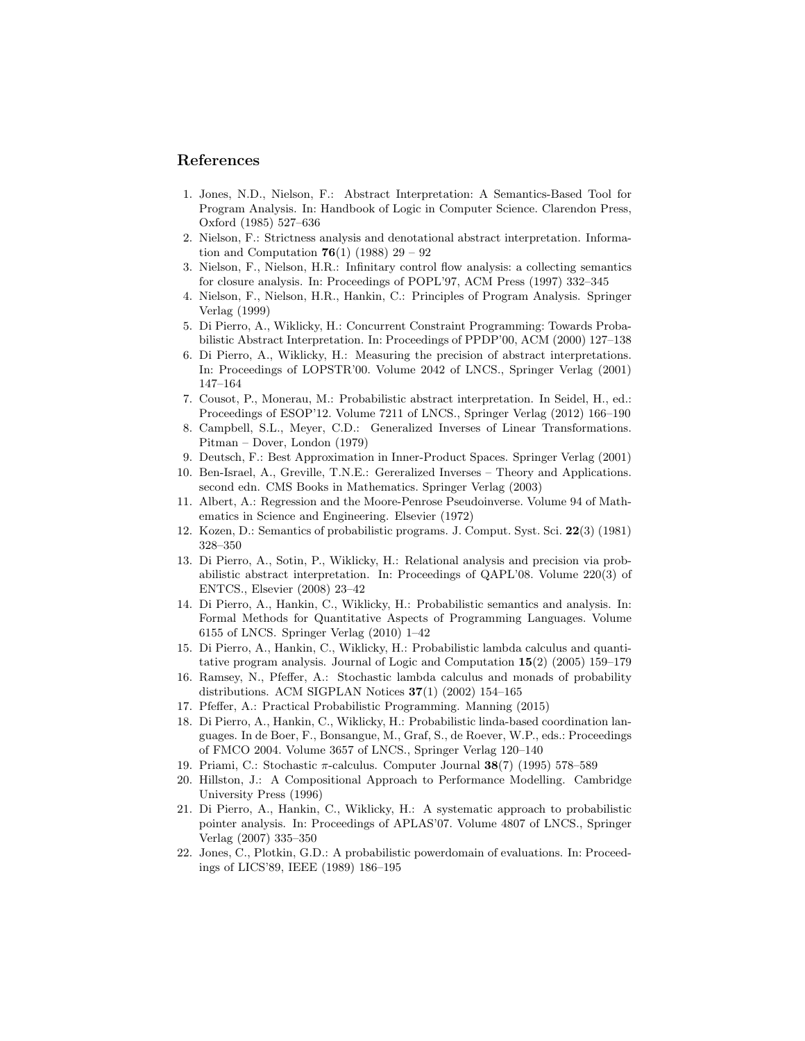## References

1. Jones, N.D., Nielson, F.: Abstract Interpretation: A Semantics-Based Tool for Program Analysis. In: Handbook of Logic in Computer Science. Clarendon Press, Oxford (1985) 527–636
2. Nielson, F.: Strictness analysis and denotational abstract interpretation. Information and Computation **76**(1) (1988) 29 – 92
3. Nielson, F., Nielson, H.R.: Infinitary control flow analysis: a collecting semantics for closure analysis. In: Proceedings of POPL'97, ACM Press (1997) 332–345
4. Nielson, F., Nielson, H.R., Hankin, C.: Principles of Program Analysis. Springer Verlag (1999)
5. Di Pierro, A., Wiklicky, H.: Concurrent Constraint Programming: Towards Probabilistic Abstract Interpretation. In: Proceedings of PPDP'00, ACM (2000) 127–138
6. Di Pierro, A., Wiklicky, H.: Measuring the precision of abstract interpretations. In: Proceedings of LOPSTR'00. Volume 2042 of LNCS., Springer Verlag (2001) 147–164
7. Cousot, P., Monerau, M.: Probabilistic abstract interpretation. In Seidel, H., ed.: Proceedings of ESOP'12. Volume 7211 of LNCS., Springer Verlag (2012) 166–190
8. Campbell, S.L., Meyer, C.D.: Generalized Inverses of Linear Transformations. Pitman – Dover, London (1979)
9. Deutsch, F.: Best Approximation in Inner-Product Spaces. Springer Verlag (2001)
10. Ben-Israel, A., Greville, T.N.E.: Gereralized Inverses – Theory and Applications. second edn. CMS Books in Mathematics. Springer Verlag (2003)
11. Albert, A.: Regression and the Moore-Penrose Pseudoinverse. Volume 94 of Mathematics in Science and Engineering. Elsevier (1972)
12. Kozen, D.: Semantics of probabilistic programs. J. Comput. Syst. Sci. **22**(3) (1981) 328–350
13. Di Pierro, A., Sotin, P., Wiklicky, H.: Relational analysis and precision via probabilistic abstract interpretation. In: Proceedings of QAPL'08. Volume 220(3) of ENTCS., Elsevier (2008) 23–42
14. Di Pierro, A., Hankin, C., Wiklicky, H.: Probabilistic semantics and analysis. In: Formal Methods for Quantitative Aspects of Programming Languages. Volume 6155 of LNCS. Springer Verlag (2010) 1–42
15. Di Pierro, A., Hankin, C., Wiklicky, H.: Probabilistic lambda calculus and quantitative program analysis. Journal of Logic and Computation **15**(2) (2005) 159–179
16. Ramsey, N., Pfeffer, A.: Stochastic lambda calculus and monads of probability distributions. ACM SIGPLAN Notices **37**(1) (2002) 154–165
17. Pfeffer, A.: Practical Probabilistic Programming. Manning (2015)
18. Di Pierro, A., Hankin, C., Wiklicky, H.: Probabilistic linda-based coordination languages. In de Boer, F., Bonsangue, M., Graf, S., de Roever, W.P., eds.: Proceedings of FMCO 2004. Volume 3657 of LNCS., Springer Verlag 120–140
19. Priami, C.: Stochastic $\pi$-calculus. Computer Journal **38**(7) (1995) 578–589
20. Hillston, J.: A Compositional Approach to Performance Modelling. Cambridge University Press (1996)
21. Di Pierro, A., Hankin, C., Wiklicky, H.: A systematic approach to probabilistic pointer analysis. In: Proceedings of APLAS'07. Volume 4807 of LNCS., Springer Verlag (2007) 335–350
22. Jones, C., Plotkin, G.D.: A probabilistic powerdomain of evaluations. In: Proceedings of LICS'89, IEEE (1989) 186–195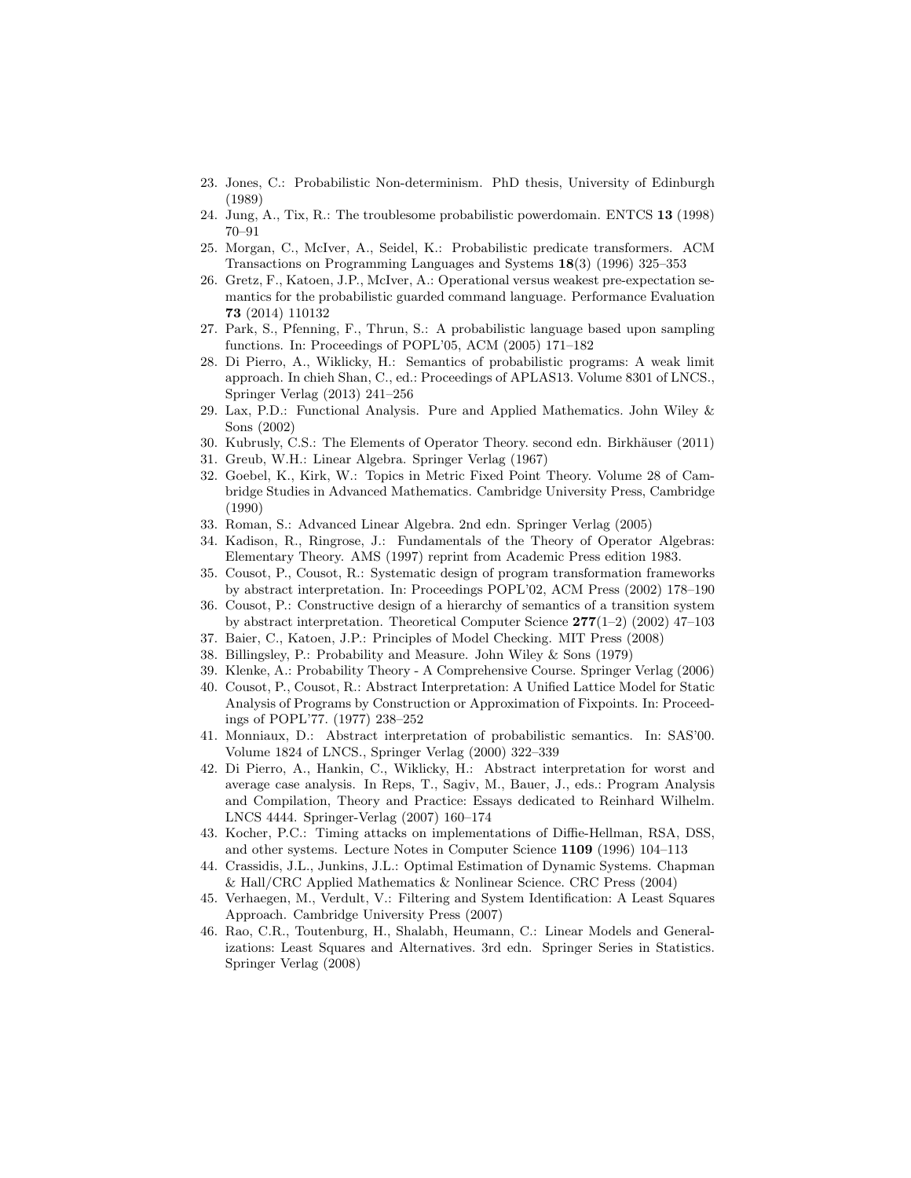23. Jones, C.: Probabilistic Non-determinism. PhD thesis, University of Edinburgh (1989)
24. Jung, A., Tix, R.: The troublesome probabilistic powerdomain. ENTCS **13** (1998) 70–91
25. Morgan, C., McIver, A., Seidel, K.: Probabilistic predicate transformers. ACM Transactions on Programming Languages and Systems **18**(3) (1996) 325–353
26. Gretz, F., Katoen, J.P., McIver, A.: Operational versus weakest pre-expectation semantics for the probabilistic guarded command language. Performance Evaluation **73** (2014) 110132
27. Park, S., Pfenning, F., Thrun, S.: A probabilistic language based upon sampling functions. In: Proceedings of POPL'05, ACM (2005) 171–182
28. Di Pierro, A., Wiklicky, H.: Semantics of probabilistic programs: A weak limit approach. In chieh Shan, C., ed.: Proceedings of APLAS13. Volume 8301 of LNCS., Springer Verlag (2013) 241–256
29. Lax, P.D.: Functional Analysis. Pure and Applied Mathematics. John Wiley & Sons (2002)
30. Kubrusly, C.S.: The Elements of Operator Theory. second edn. Birkhäuser (2011)
31. Greub, W.H.: Linear Algebra. Springer Verlag (1967)
32. Goebel, K., Kirk, W.: Topics in Metric Fixed Point Theory. Volume 28 of Cambridge Studies in Advanced Mathematics. Cambridge University Press, Cambridge (1990)
33. Roman, S.: Advanced Linear Algebra. 2nd edn. Springer Verlag (2005)
34. Kadison, R., Ringrose, J.: Fundamentals of the Theory of Operator Algebras: Elementary Theory. AMS (1997) reprint from Academic Press edition 1983.
35. Cousot, P., Cousot, R.: Systematic design of program transformation frameworks by abstract interpretation. In: Proceedings POPL'02, ACM Press (2002) 178–190
36. Cousot, P.: Constructive design of a hierarchy of semantics of a transition system by abstract interpretation. Theoretical Computer Science **277**(1–2) (2002) 47–103
37. Baier, C., Katoen, J.P.: Principles of Model Checking. MIT Press (2008)
38. Billingsley, P.: Probability and Measure. John Wiley & Sons (1979)
39. Klenke, A.: Probability Theory - A Comprehensive Course. Springer Verlag (2006)
40. Cousot, P., Cousot, R.: Abstract Interpretation: A Unified Lattice Model for Static Analysis of Programs by Construction or Approximation of Fixpoints. In: Proceedings of POPL'77. (1977) 238–252
41. Monniaux, D.: Abstract interpretation of probabilistic semantics. In: SAS'00. Volume 1824 of LNCS., Springer Verlag (2000) 322–339
42. Di Pierro, A., Hankin, C., Wiklicky, H.: Abstract interpretation for worst and average case analysis. In Reps, T., Sagiv, M., Bauer, J., eds.: Program Analysis and Compilation, Theory and Practice: Essays dedicated to Reinhard Wilhelm. LNCS 4444. Springer-Verlag (2007) 160–174
43. Kocher, P.C.: Timing attacks on implementations of Diffie-Hellman, RSA, DSS, and other systems. Lecture Notes in Computer Science **1109** (1996) 104–113
44. Crassidis, J.L., Junkins, J.L.: Optimal Estimation of Dynamic Systems. Chapman & Hall/CRC Applied Mathematics & Nonlinear Science. CRC Press (2004)
45. Verhaegen, M., Verdult, V.: Filtering and System Identification: A Least Squares Approach. Cambridge University Press (2007)
46. Rao, C.R., Toutenburg, H., Shalabh, Heumann, C.: Linear Models and Generalizations: Least Squares and Alternatives. 3rd edn. Springer Series in Statistics. Springer Verlag (2008)